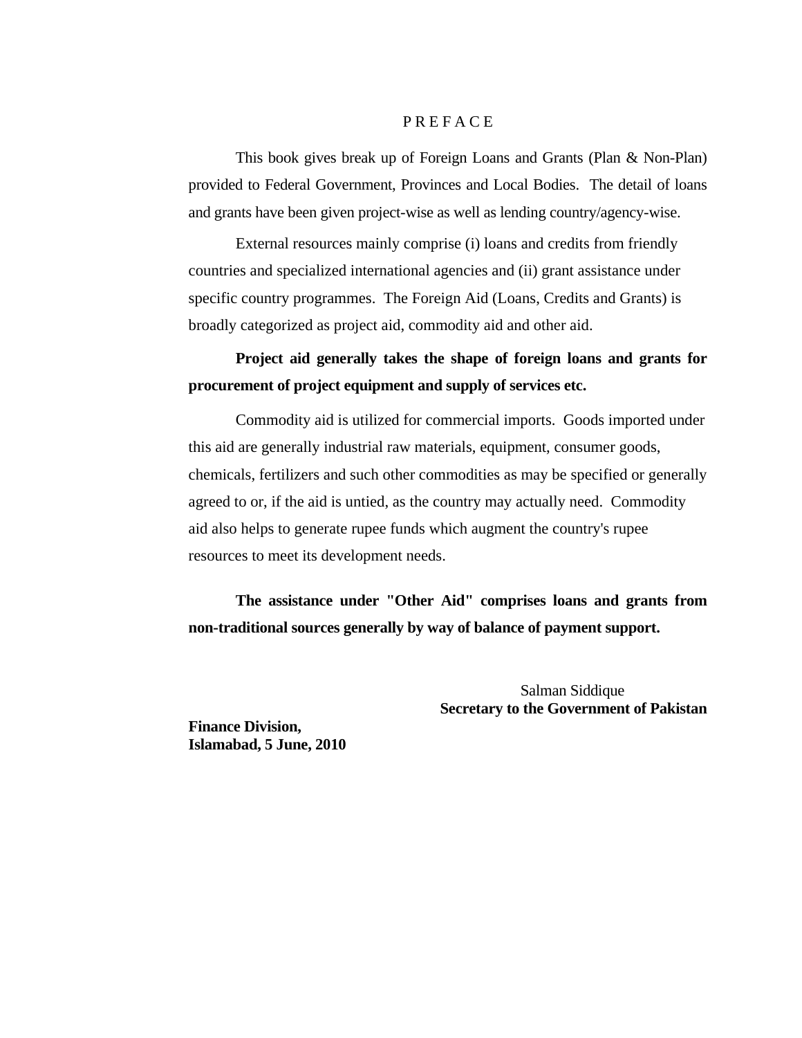# P R E F A C E

This book gives break up of Foreign Loans and Grants (Plan & Non-Plan) provided to Federal Government, Provinces and Local Bodies. The detail of loans and grants have been given project-wise as well as lending country/agency-wise.

External resources mainly comprise (i) loans and credits from friendly countries and specialized international agencies and (ii) grant assistance under specific country programmes. The Foreign Aid (Loans, Credits and Grants) is broadly categorized as project aid, commodity aid and other aid.

**Project aid generally takes the shape of foreign loans and grants for procurement of project equipment and supply of services etc.**

Commodity aid is utilized for commercial imports. Goods imported under this aid are generally industrial raw materials, equipment, consumer goods, chemicals, fertilizers and such other commodities as may be specified or generally agreed to or, if the aid is untied, as the country may actually need. Commodity aid also helps to generate rupee funds which augment the country's rupee resources to meet its development needs.

**The assistance under "Other Aid" comprises loans and grants from non-traditional sources generally by way of balance of payment support.**

Salman Siddique
**Secretary to the Government of Pakistan**

**Finance Division,**
**Islamabad, 5 June, 2010**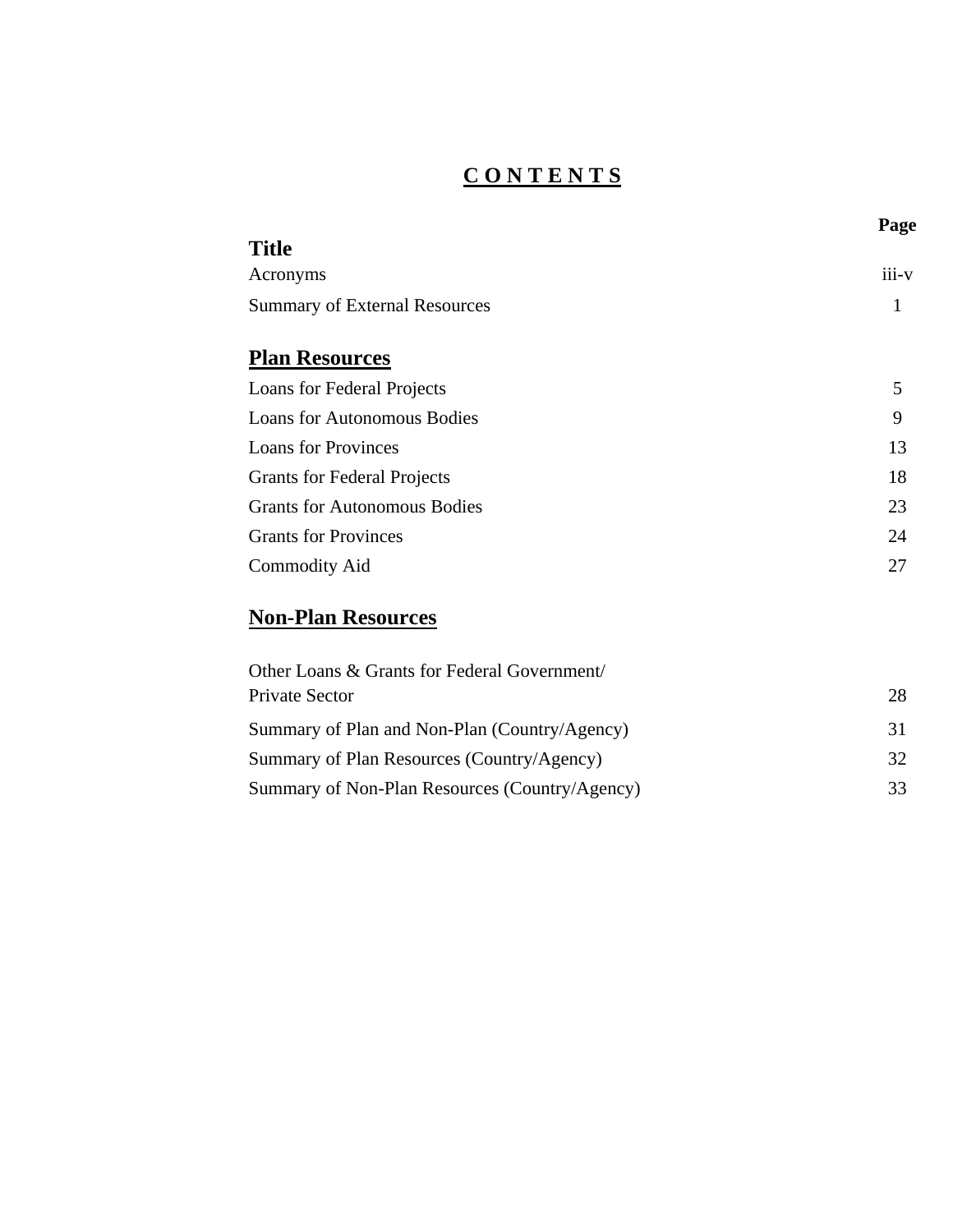# C O N T E N T S

| Title | Page |
|---|---|
| Acronyms | iii-v |
| Summary of External Resources | 1 |
| **Plan Resources** | |
| Loans for Federal Projects | 5 |
| Loans for Autonomous Bodies | 9 |
| Loans for Provinces | 13 |
| Grants for Federal Projects | 18 |
| Grants for Autonomous Bodies | 23 |
| Grants for Provinces | 24 |
| Commodity Aid | 27 |
| **Non-Plan Resources** | |
| Other Loans & Grants for Federal Government/ Private Sector | 28 |
| Summary of Plan and Non-Plan (Country/Agency) | 31 |
| Summary of Plan Resources (Country/Agency) | 32 |
| Summary of Non-Plan Resources (Country/Agency) | 33 |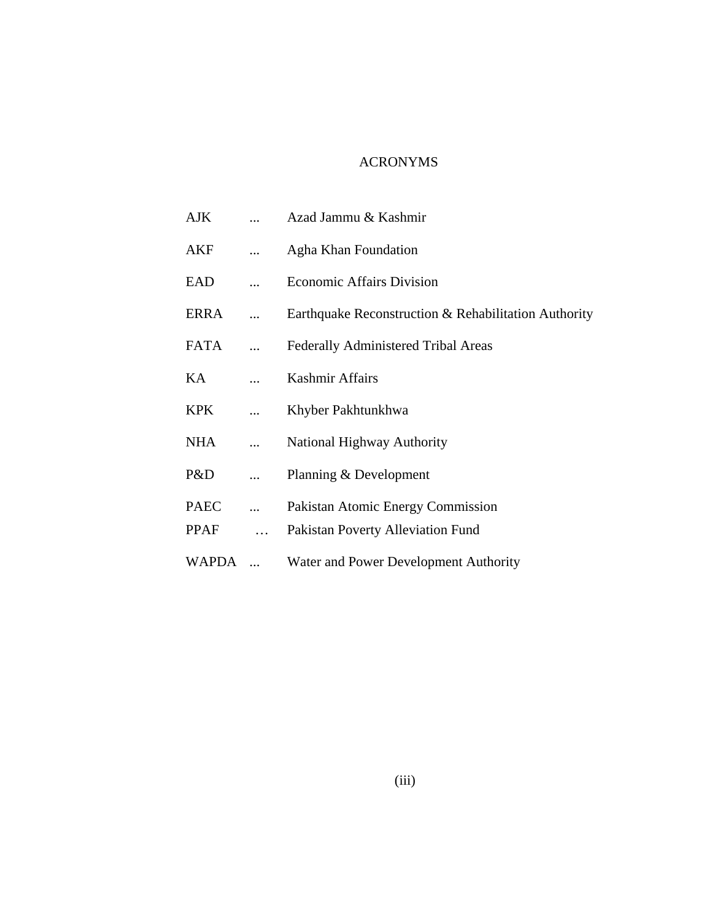# ACRONYMS

| | | |
|---|---|---|
| AJK | ... | Azad Jammu & Kashmir |
| AKF | ... | Agha Khan Foundation |
| EAD | ... | Economic Affairs Division |
| ERRA | ... | Earthquake Reconstruction & Rehabilitation Authority |
| FATA | ... | Federally Administered Tribal Areas |
| KA | ... | Kashmir Affairs |
| KPK | ... | Khyber Pakhtunkhwa |
| NHA | ... | National Highway Authority |
| P&D | ... | Planning & Development |
| PAEC | ... | Pakistan Atomic Energy Commission |
| PPAF | … | Pakistan Poverty Alleviation Fund |
| WAPDA | ... | Water and Power Development Authority |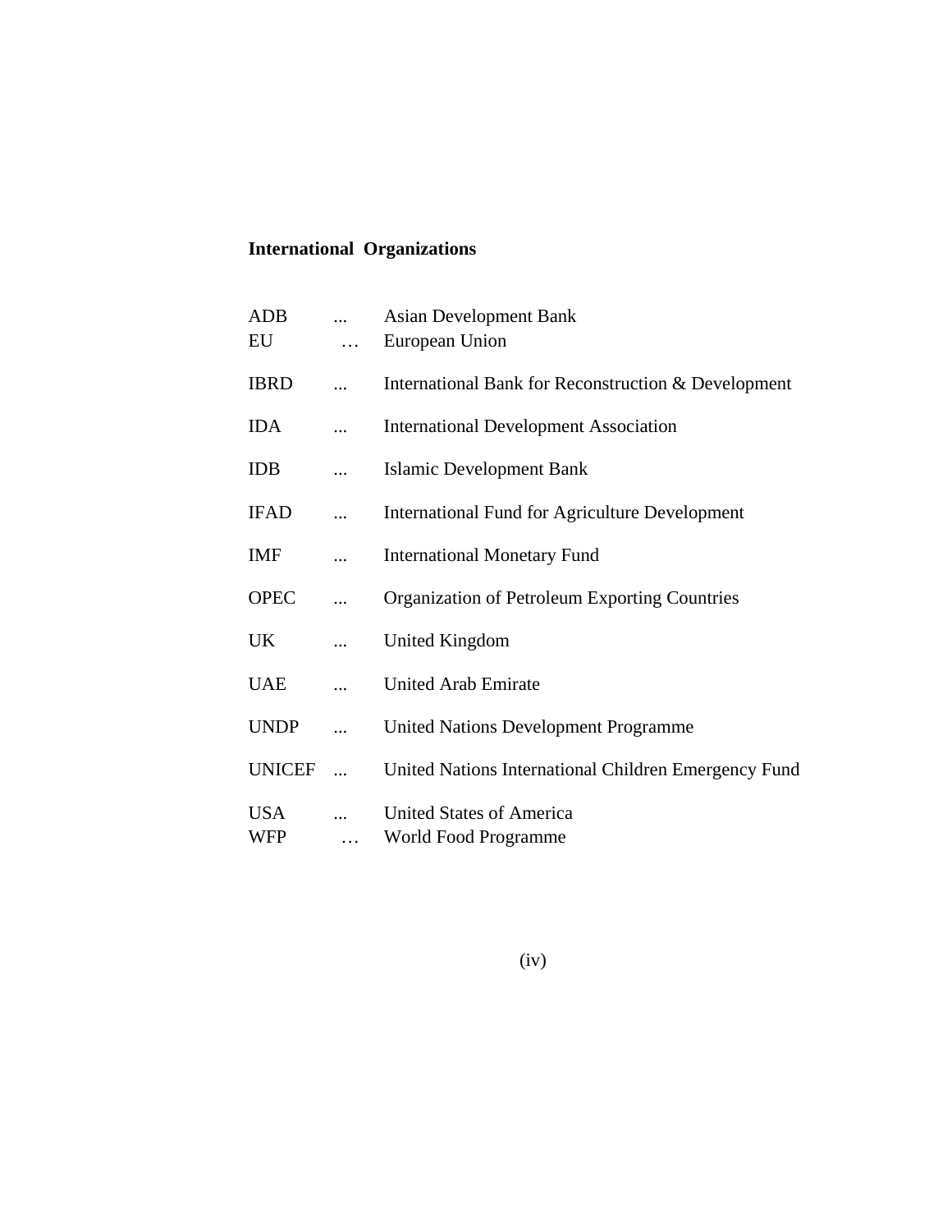**International Organizations**

| | | |
|---|---|---|
| ADB | ... | Asian Development Bank |
| EU | … | European Union |
| IBRD | ... | International Bank for Reconstruction & Development |
| IDA | ... | International Development Association |
| IDB | ... | Islamic Development Bank |
| IFAD | ... | International Fund for Agriculture Development |
| IMF | ... | International Monetary Fund |
| OPEC | ... | Organization of Petroleum Exporting Countries |
| UK | ... | United Kingdom |
| UAE | ... | United Arab Emirate |
| UNDP | ... | United Nations Development Programme |
| UNICEF | ... | United Nations International Children Emergency Fund |
| USA | ... | United States of America |
| WFP | … | World Food Programme |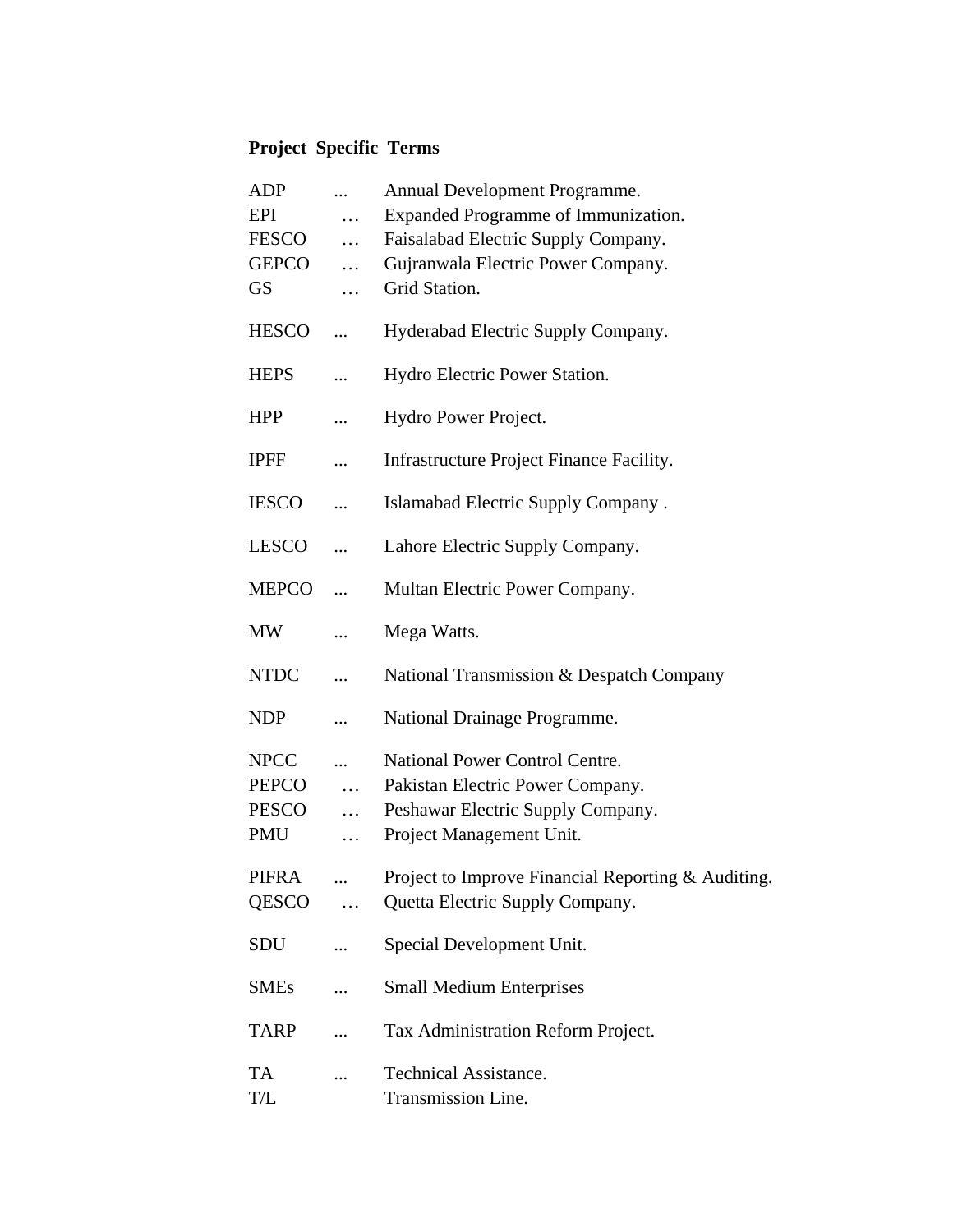**Project Specific Terms**

| | | |
|---|---|---|
| ADP | ... | Annual Development Programme. |
| EPI | … | Expanded Programme of Immunization. |
| FESCO | … | Faisalabad Electric Supply Company. |
| GEPCO | … | Gujranwala Electric Power Company. |
| GS | … | Grid Station. |
| HESCO | ... | Hyderabad Electric Supply Company. |
| HEPS | ... | Hydro Electric Power Station. |
| HPP | ... | Hydro Power Project. |
| IPFF | ... | Infrastructure Project Finance Facility. |
| IESCO | ... | Islamabad Electric Supply Company . |
| LESCO | ... | Lahore Electric Supply Company. |
| MEPCO | ... | Multan Electric Power Company. |
| MW | ... | Mega Watts. |
| NTDC | ... | National Transmission & Despatch Company |
| NDP | ... | National Drainage Programme. |
| NPCC | ... | National Power Control Centre. |
| PEPCO | … | Pakistan Electric Power Company. |
| PESCO | … | Peshawar Electric Supply Company. |
| PMU | … | Project Management Unit. |
| PIFRA | ... | Project to Improve Financial Reporting & Auditing. |
| QESCO | … | Quetta Electric Supply Company. |
| SDU | ... | Special Development Unit. |
| SMEs | ... | Small Medium Enterprises |
| TARP | ... | Tax Administration Reform Project. |
| TA | ... | Technical Assistance. |
| T/L | | Transmission Line. |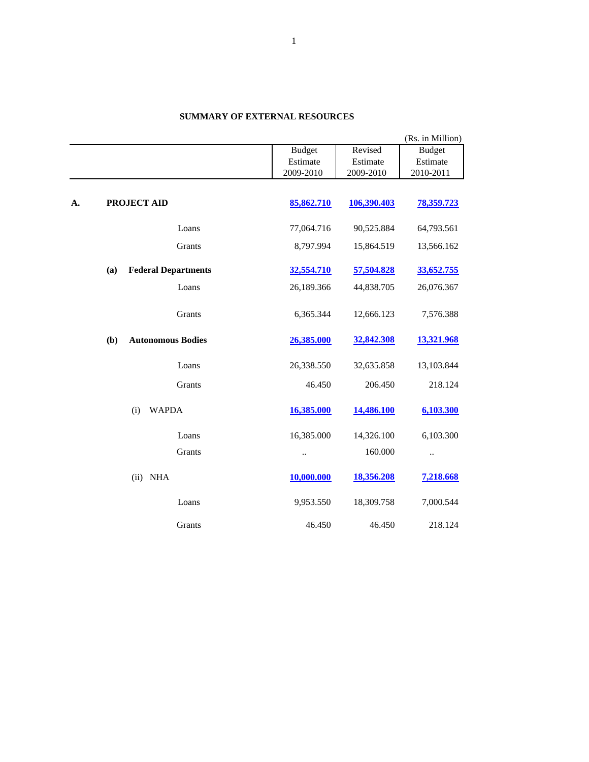## SUMMARY OF EXTERNAL RESOURCES

(Rs. in Million)

| | Budget Estimate 2009-2010 | Revised Estimate 2009-2010 | Budget Estimate 2010-2011 |
|---|---|---|---|
| **A. PROJECT AID** | **85,862.710** | **106,390.403** | **78,359.723** |
| Loans | 77,064.716 | 90,525.884 | 64,793.561 |
| Grants | 8,797.994 | 15,864.519 | 13,566.162 |
| **(a) Federal Departments** | **32,554.710** | **57,504.828** | **33,652.755** |
| Loans | 26,189.366 | 44,838.705 | 26,076.367 |
| Grants | 6,365.344 | 12,666.123 | 7,576.388 |
| **(b) Autonomous Bodies** | **26,385.000** | **32,842.308** | **13,321.968** |
| Loans | 26,338.550 | 32,635.858 | 13,103.844 |
| Grants | 46.450 | 206.450 | 218.124 |
| (i) WAPDA | **16,385.000** | **14,486.100** | **6,103.300** |
| Loans | 16,385.000 | 14,326.100 | 6,103.300 |
| Grants | .. | 160.000 | .. |
| (ii) NHA | **10,000.000** | **18,356.208** | **7,218.668** |
| Loans | 9,953.550 | 18,309.758 | 7,000.544 |
| Grants | 46.450 | 46.450 | 218.124 |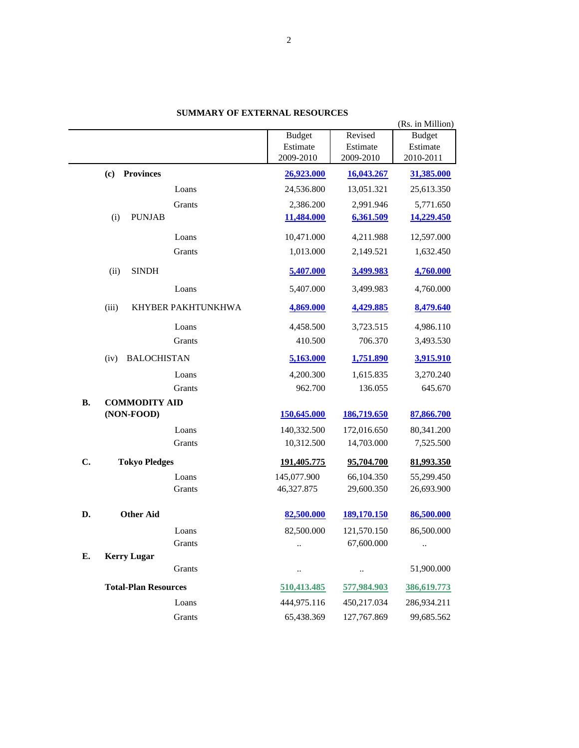## SUMMARY OF EXTERNAL RESOURCES

(Rs. in Million)

| | | Budget Estimate 2009-2010 | Revised Estimate 2009-2010 | Budget Estimate 2010-2011 |
|---|---|---|---|---|
| | **(c) Provinces** | **26,923.000** | **16,043.267** | **31,385.000** |
| | Loans | 24,536.800 | 13,051.321 | 25,613.350 |
| | Grants | 2,386.200 | 2,991.946 | 5,771.650 |
| | (i) PUNJAB | **11,484.000** | **6,361.509** | **14,229.450** |
| | Loans | 10,471.000 | 4,211.988 | 12,597.000 |
| | Grants | 1,013.000 | 2,149.521 | 1,632.450 |
| | (ii) SINDH | **5,407.000** | **3,499.983** | **4,760.000** |
| | Loans | 5,407.000 | 3,499.983 | 4,760.000 |
| | (iii) KHYBER PAKHTUNKHWA | **4,869.000** | **4,429.885** | **8,479.640** |
| | Loans | 4,458.500 | 3,723.515 | 4,986.110 |
| | Grants | 410.500 | 706.370 | 3,493.530 |
| | (iv) BALOCHISTAN | **5,163.000** | **1,751.890** | **3,915.910** |
| | Loans | 4,200.300 | 1,615.835 | 3,270.240 |
| | Grants | 962.700 | 136.055 | 645.670 |
| **B.** | **COMMODITY AID (NON-FOOD)** | **150,645.000** | **186,719.650** | **87,866.700** |
| | Loans | 140,332.500 | 172,016.650 | 80,341.200 |
| | Grants | 10,312.500 | 14,703.000 | 7,525.500 |
| **C.** | **Tokyo Pledges** | **191,405.775** | **95,704.700** | **81,993.350** |
| | Loans | 145,077.900 | 66,104.350 | 55,299.450 |
| | Grants | 46,327.875 | 29,600.350 | 26,693.900 |
| **D.** | **Other Aid** | **82,500.000** | **189,170.150** | **86,500.000** |
| | Loans | 82,500.000 | 121,570.150 | 86,500.000 |
| | Grants | .. | 67,600.000 | .. |
| **E.** | **Kerry Lugar** | | | |
| | Grants | .. | .. | 51,900.000 |
| | **Total-Plan Resources** | **510,413.485** | **577,984.903** | **386,619.773** |
| | Loans | 444,975.116 | 450,217.034 | 286,934.211 |
| | Grants | 65,438.369 | 127,767.869 | 99,685.562 |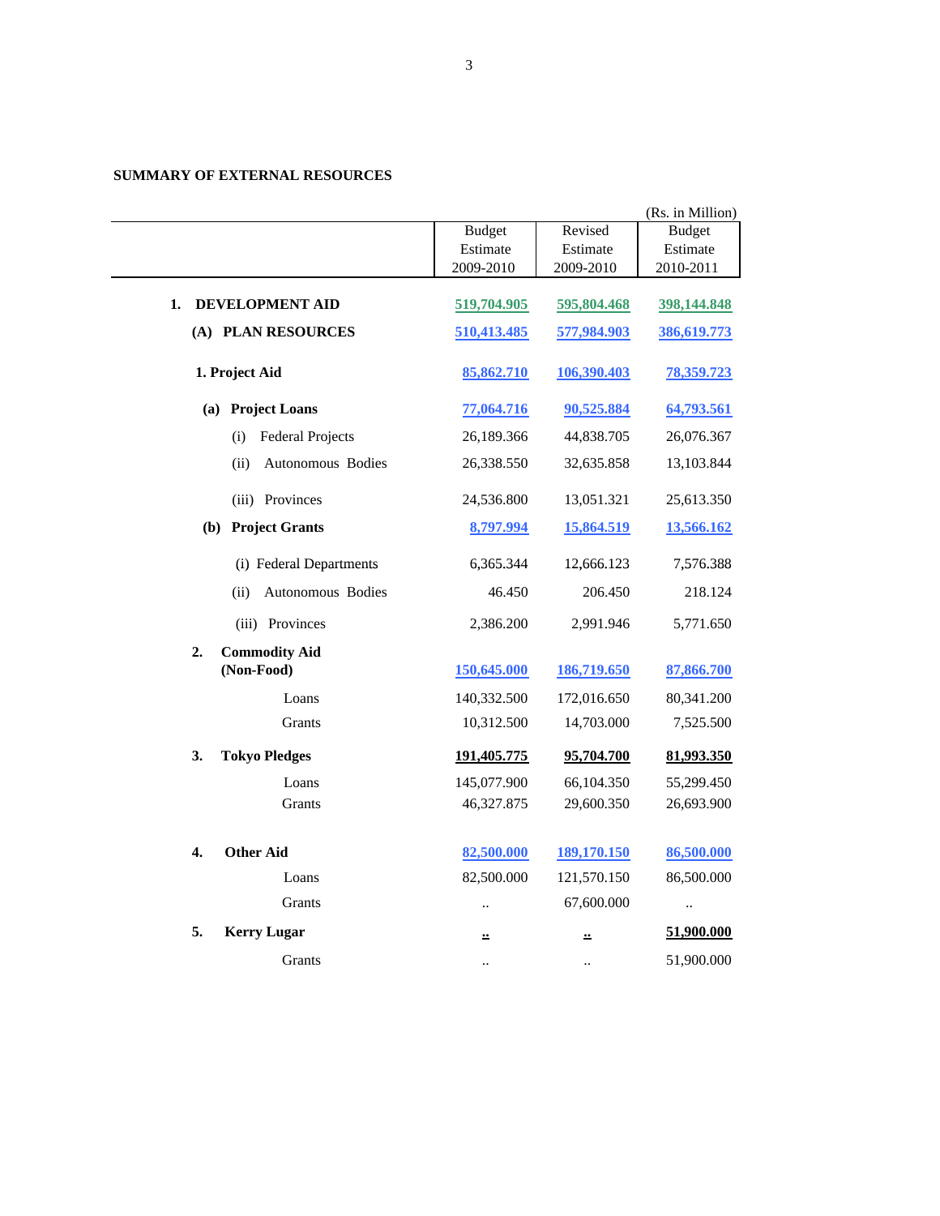**SUMMARY OF EXTERNAL RESOURCES**

(Rs. in Million)

| | Budget Estimate 2009-2010 | Revised Estimate 2009-2010 | Budget Estimate 2010-2011 |
|---|---|---|---|
| **1. DEVELOPMENT AID** | **519,704.905** | **595,804.468** | **398,144.848** |
| **(A) PLAN RESOURCES** | **510,413.485** | **577,984.903** | **386,619.773** |
| **1. Project Aid** | **85,862.710** | **106,390.403** | **78,359.723** |
| **(a) Project Loans** | **77,064.716** | **90,525.884** | **64,793.561** |
| (i) Federal Projects | 26,189.366 | 44,838.705 | 26,076.367 |
| (ii) Autonomous Bodies | 26,338.550 | 32,635.858 | 13,103.844 |
| (iii) Provinces | 24,536.800 | 13,051.321 | 25,613.350 |
| **(b) Project Grants** | **8,797.994** | **15,864.519** | **13,566.162** |
| (i) Federal Departments | 6,365.344 | 12,666.123 | 7,576.388 |
| (ii) Autonomous Bodies | 46.450 | 206.450 | 218.124 |
| (iii) Provinces | 2,386.200 | 2,991.946 | 5,771.650 |
| **2. Commodity Aid (Non-Food)** | **150,645.000** | **186,719.650** | **87,866.700** |
| Loans | 140,332.500 | 172,016.650 | 80,341.200 |
| Grants | 10,312.500 | 14,703.000 | 7,525.500 |
| **3. Tokyo Pledges** | **191,405.775** | **95,704.700** | **81,993.350** |
| Loans | 145,077.900 | 66,104.350 | 55,299.450 |
| Grants | 46,327.875 | 29,600.350 | 26,693.900 |
| **4. Other Aid** | **82,500.000** | **189,170.150** | **86,500.000** |
| Loans | 82,500.000 | 121,570.150 | 86,500.000 |
| Grants | .. | 67,600.000 | .. |
| **5. Kerry Lugar** | **..** | **..** | **51,900.000** |
| Grants | .. | .. | 51,900.000 |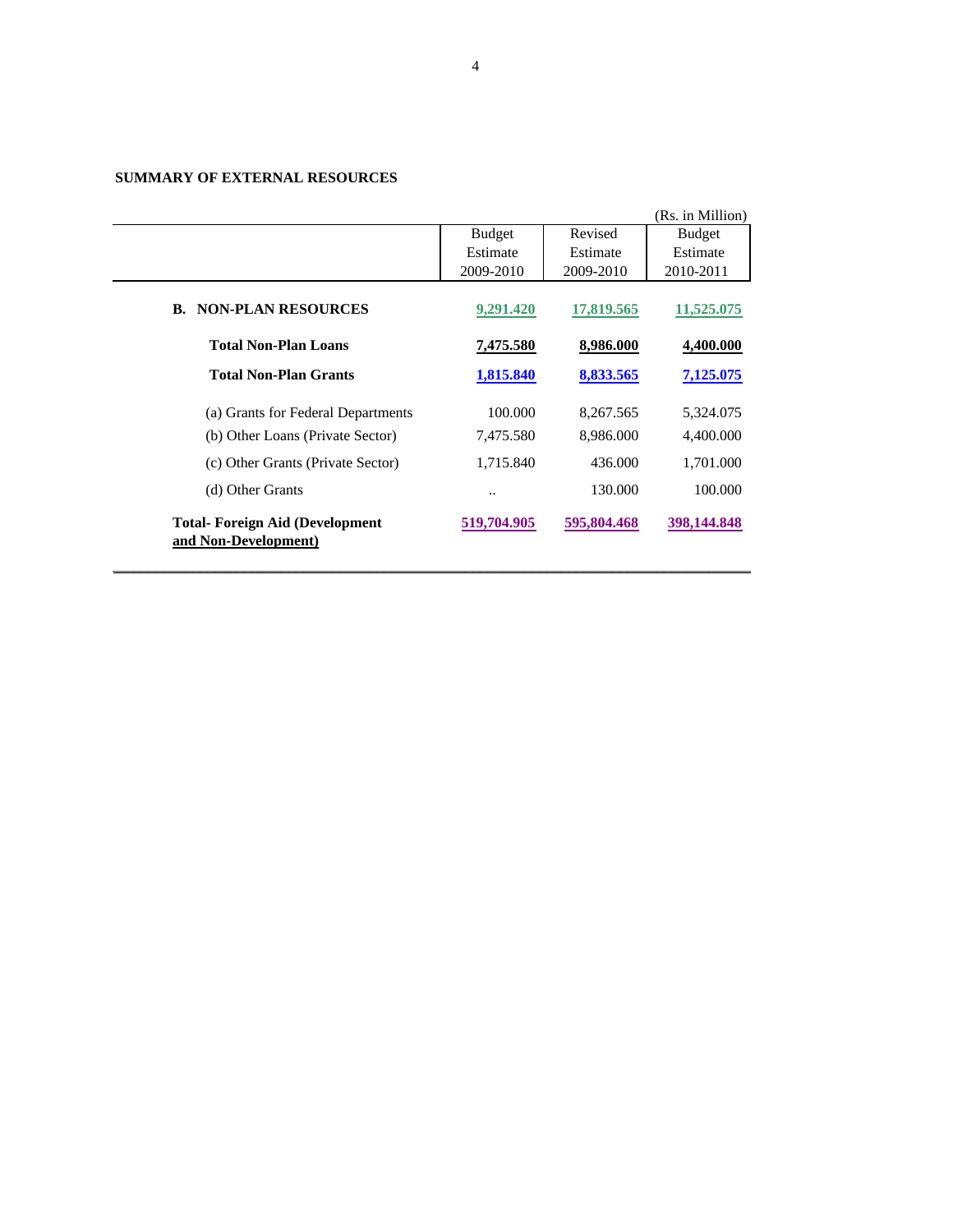**SUMMARY OF EXTERNAL RESOURCES**

(Rs. in Million)

| | Budget Estimate 2009-2010 | Revised Estimate 2009-2010 | Budget Estimate 2010-2011 |
|---|---|---|---|
| **B. NON-PLAN RESOURCES** | **9,291.420** | **17,819.565** | **11,525.075** |
| **Total Non-Plan Loans** | **7,475.580** | **8,986.000** | **4,400.000** |
| **Total Non-Plan Grants** | **1,815.840** | **8,833.565** | **7,125.075** |
| (a) Grants for Federal Departments | 100.000 | 8,267.565 | 5,324.075 |
| (b) Other Loans (Private Sector) | 7,475.580 | 8,986.000 | 4,400.000 |
| (c) Other Grants (Private Sector) | 1,715.840 | 436.000 | 1,701.000 |
| (d) Other Grants | .. | 130.000 | 100.000 |
| **Total- Foreign Aid (Development and Non-Development)** | **519,704.905** | **595,804.468** | **398,144.848** |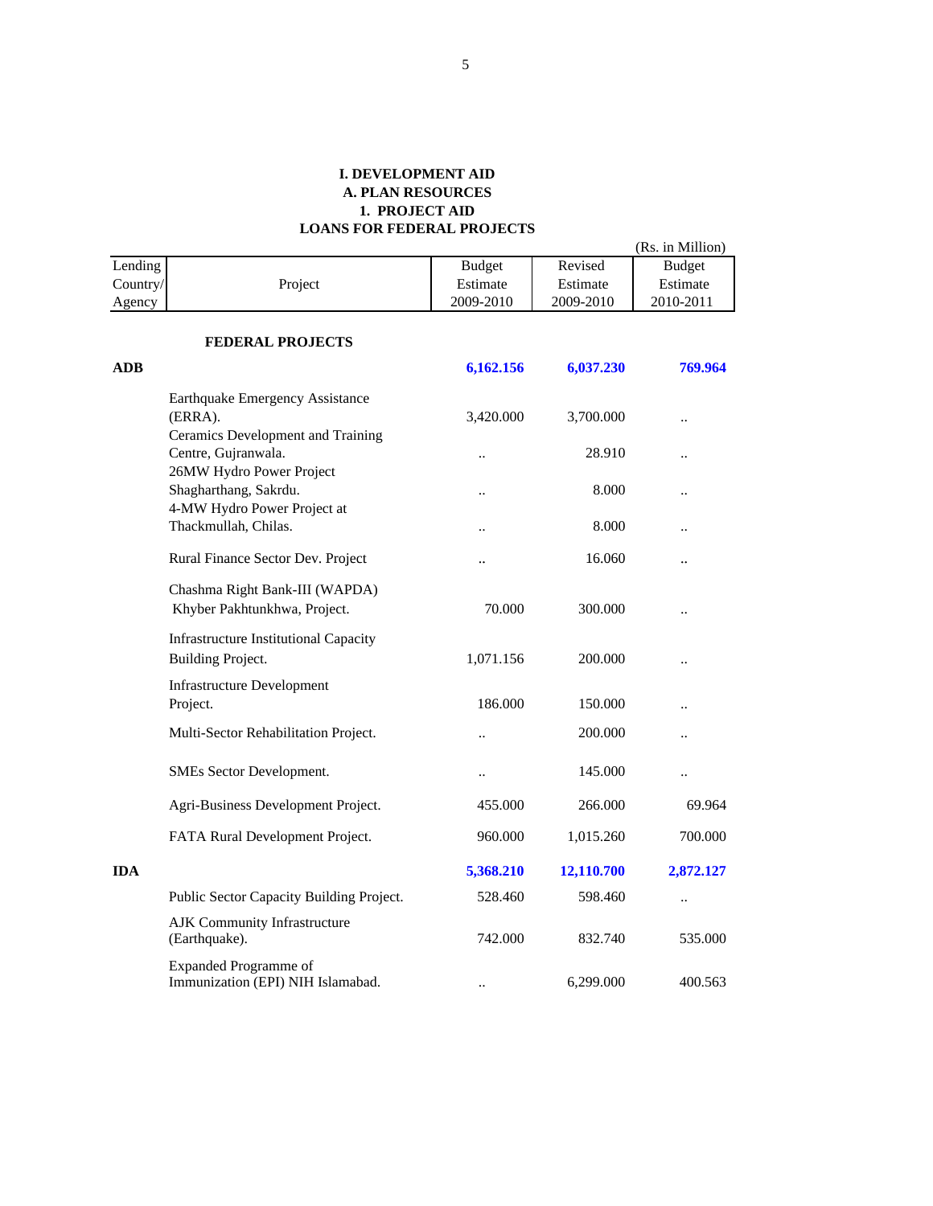# I. DEVELOPMENT AID
## A. PLAN RESOURCES
### 1. PROJECT AID
### LOANS FOR FEDERAL PROJECTS

(Rs. in Million)

| Lending Country/ Agency | Project | Budget Estimate 2009-2010 | Revised Estimate 2009-2010 | Budget Estimate 2010-2011 |
|---|---|---|---|---|
| | **FEDERAL PROJECTS** | | | |
| **ADB** | | **6,162.156** | **6,037.230** | **769.964** |
| | Earthquake Emergency Assistance (ERRA). | 3,420.000 | 3,700.000 | .. |
| | Ceramics Development and Training Centre, Gujranwala. | .. | 28.910 | .. |
| | 26MW Hydro Power Project Shagharthang, Sakrdu. | .. | 8.000 | .. |
| | 4-MW Hydro Power Project at Thackmullah, Chilas. | .. | 8.000 | .. |
| | Rural Finance Sector Dev. Project | .. | 16.060 | .. |
| | Chashma Right Bank-III (WAPDA) Khyber Pakhtunkhwa, Project. | 70.000 | 300.000 | .. |
| | Infrastructure Institutional Capacity Building Project. | 1,071.156 | 200.000 | .. |
| | Infrastructure Development Project. | 186.000 | 150.000 | .. |
| | Multi-Sector Rehabilitation Project. | .. | 200.000 | .. |
| | SMEs Sector Development. | .. | 145.000 | .. |
| | Agri-Business Development Project. | 455.000 | 266.000 | 69.964 |
| | FATA Rural Development Project. | 960.000 | 1,015.260 | 700.000 |
| **IDA** | | **5,368.210** | **12,110.700** | **2,872.127** |
| | Public Sector Capacity Building Project. | 528.460 | 598.460 | .. |
| | AJK Community Infrastructure (Earthquake). | 742.000 | 832.740 | 535.000 |
| | Expanded Programme of Immunization (EPI) NIH Islamabad. | .. | 6,299.000 | 400.563 |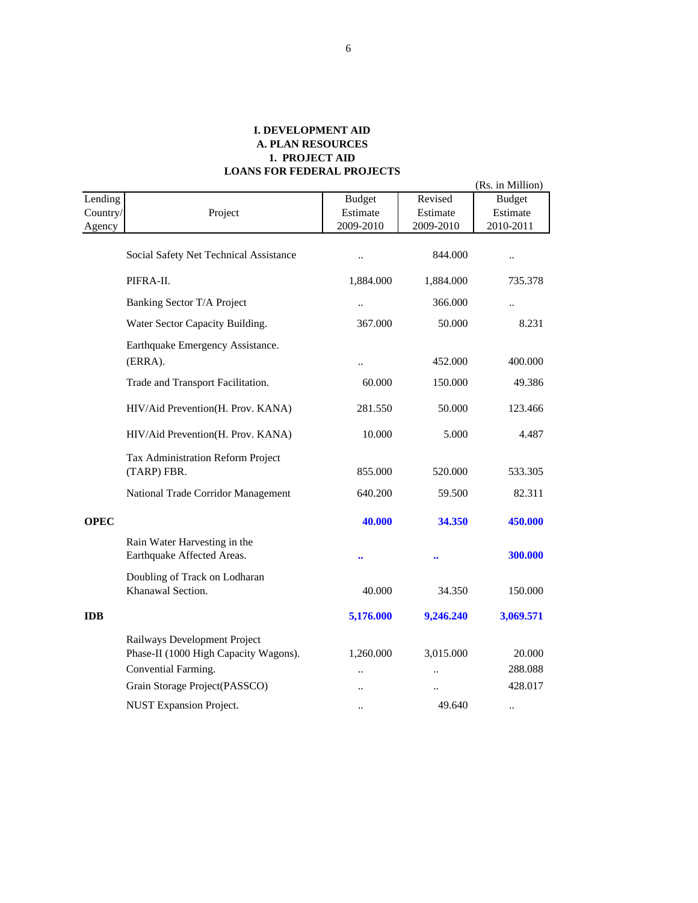**I. DEVELOPMENT AID**
**A. PLAN RESOURCES**
**1. PROJECT AID**
**LOANS FOR FEDERAL PROJECTS**

(Rs. in Million)

| Lending Country/ Agency | Project | Budget Estimate 2009-2010 | Revised Estimate 2009-2010 | Budget Estimate 2010-2011 |
|---|---|---|---|---|
| | Social Safety Net Technical Assistance | .. | 844.000 | .. |
| | PIFRA-II. | 1,884.000 | 1,884.000 | 735.378 |
| | Banking Sector T/A Project | .. | 366.000 | .. |
| | Water Sector Capacity Building. | 367.000 | 50.000 | 8.231 |
| | Earthquake Emergency Assistance. (ERRA). | .. | 452.000 | 400.000 |
| | Trade and Transport Facilitation. | 60.000 | 150.000 | 49.386 |
| | HIV/Aid Prevention(H. Prov. KANA) | 281.550 | 50.000 | 123.466 |
| | HIV/Aid Prevention(H. Prov. KANA) | 10.000 | 5.000 | 4.487 |
| | Tax Administration Reform Project (TARP) FBR. | 855.000 | 520.000 | 533.305 |
| | National Trade Corridor Management | 640.200 | 59.500 | 82.311 |
| **OPEC** | | **40.000** | **34.350** | **450.000** |
| | Rain Water Harvesting in the Earthquake Affected Areas. | **..** | **..** | **300.000** |
| | Doubling of Track on Lodharan Khanawal Section. | 40.000 | 34.350 | 150.000 |
| **IDB** | | **5,176.000** | **9,246.240** | **3,069.571** |
| | Railways Development Project Phase-II (1000 High Capacity Wagons). | 1,260.000 | 3,015.000 | 20.000 |
| | Convential Farming. | .. | .. | 288.088 |
| | Grain Storage Project(PASSCO) | .. | .. | 428.017 |
| | NUST Expansion Project. | .. | 49.640 | .. |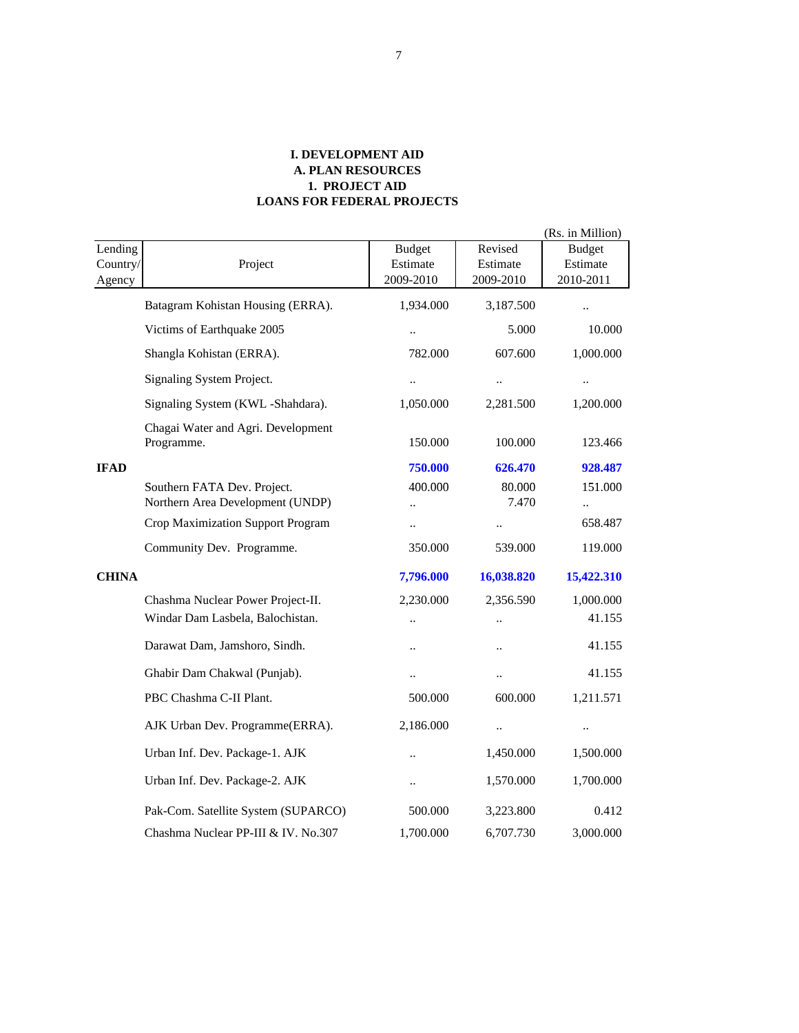**I. DEVELOPMENT AID**
**A. PLAN RESOURCES**
**1. PROJECT AID**
**LOANS FOR FEDERAL PROJECTS**

(Rs. in Million)

| Lending Country/ Agency | Project | Budget Estimate 2009-2010 | Revised Estimate 2009-2010 | Budget Estimate 2010-2011 |
|---|---|---|---|---|
| | Batagram Kohistan Housing (ERRA). | 1,934.000 | 3,187.500 | .. |
| | Victims of Earthquake 2005 | .. | 5.000 | 10.000 |
| | Shangla Kohistan (ERRA). | 782.000 | 607.600 | 1,000.000 |
| | Signaling System Project. | .. | .. | .. |
| | Signaling System (KWL -Shahdara). | 1,050.000 | 2,281.500 | 1,200.000 |
| | Chagai Water and Agri. Development Programme. | 150.000 | 100.000 | 123.466 |
| **IFAD** | | **750.000** | **626.470** | **928.487** |
| | Southern FATA Dev. Project. | 400.000 | 80.000 | 151.000 |
| | Northern Area Development (UNDP) | .. | 7.470 | .. |
| | Crop Maximization Support Program | .. | .. | 658.487 |
| | Community Dev. Programme. | 350.000 | 539.000 | 119.000 |
| **CHINA** | | **7,796.000** | **16,038.820** | **15,422.310** |
| | Chashma Nuclear Power Project-II. | 2,230.000 | 2,356.590 | 1,000.000 |
| | Windar Dam Lasbela, Balochistan. | .. | .. | 41.155 |
| | Darawat Dam, Jamshoro, Sindh. | .. | .. | 41.155 |
| | Ghabir Dam Chakwal (Punjab). | .. | .. | 41.155 |
| | PBC Chashma C-II Plant. | 500.000 | 600.000 | 1,211.571 |
| | AJK Urban Dev. Programme(ERRA). | 2,186.000 | .. | .. |
| | Urban Inf. Dev. Package-1. AJK | .. | 1,450.000 | 1,500.000 |
| | Urban Inf. Dev. Package-2. AJK | .. | 1,570.000 | 1,700.000 |
| | Pak-Com. Satellite System (SUPARCO) | 500.000 | 3,223.800 | 0.412 |
| | Chashma Nuclear PP-III & IV. No.307 | 1,700.000 | 6,707.730 | 3,000.000 |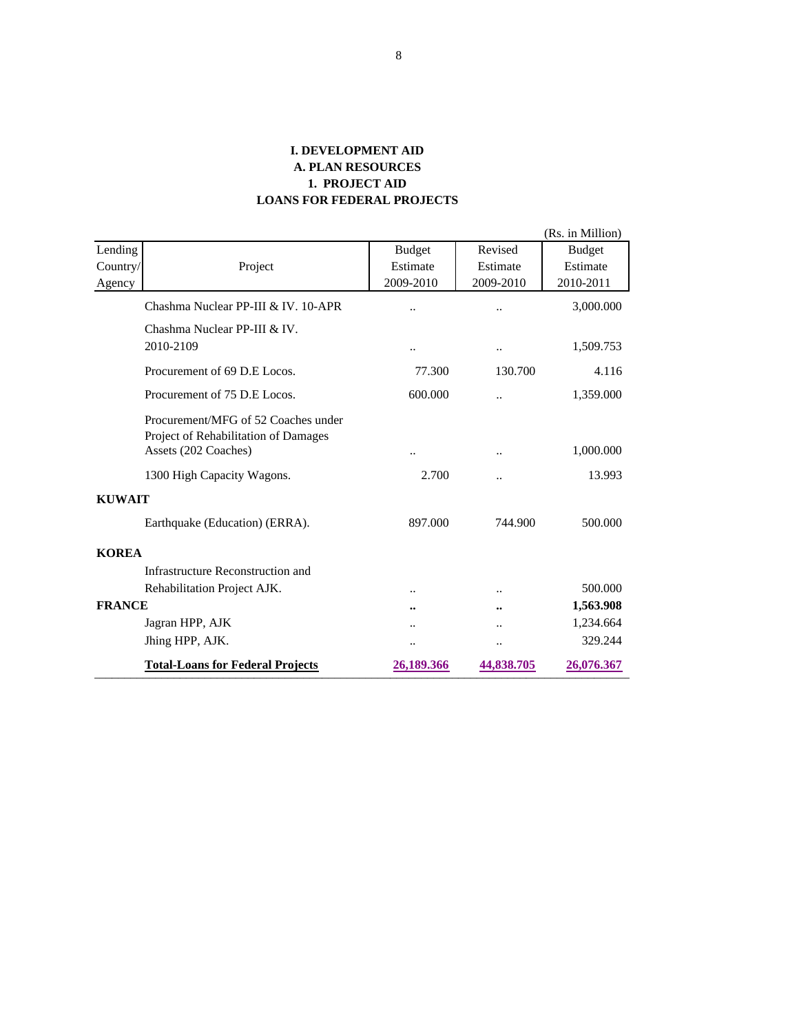**I. DEVELOPMENT AID**

**A. PLAN RESOURCES**

**1. PROJECT AID**

**LOANS FOR FEDERAL PROJECTS**

(Rs. in Million)

| Lending Country/ Agency | Project | Budget Estimate 2009-2010 | Revised Estimate 2009-2010 | Budget Estimate 2010-2011 |
|---|---|---|---|---|
| | Chashma Nuclear PP-III & IV. 10-APR | .. | .. | 3,000.000 |
| | Chashma Nuclear PP-III & IV. 2010-2109 | .. | .. | 1,509.753 |
| | Procurement of 69 D.E Locos. | 77.300 | 130.700 | 4.116 |
| | Procurement of 75 D.E Locos. | 600.000 | .. | 1,359.000 |
| | Procurement/MFG of 52 Coaches under Project of Rehabilitation of Damages Assets (202 Coaches) | .. | .. | 1,000.000 |
| | 1300 High Capacity Wagons. | 2.700 | .. | 13.993 |
| **KUWAIT** | | | | |
| | Earthquake (Education) (ERRA). | 897.000 | 744.900 | 500.000 |
| **KOREA** | | | | |
| | Infrastructure Reconstruction and Rehabilitation Project AJK. | .. | .. | 500.000 |
| **FRANCE** | | **..** | **..** | **1,563.908** |
| | Jagran HPP, AJK | .. | .. | 1,234.664 |
| | Jhing HPP, AJK. | .. | .. | 329.244 |
| | **Total-Loans for Federal Projects** | **26,189.366** | **44,838.705** | **26,076.367** |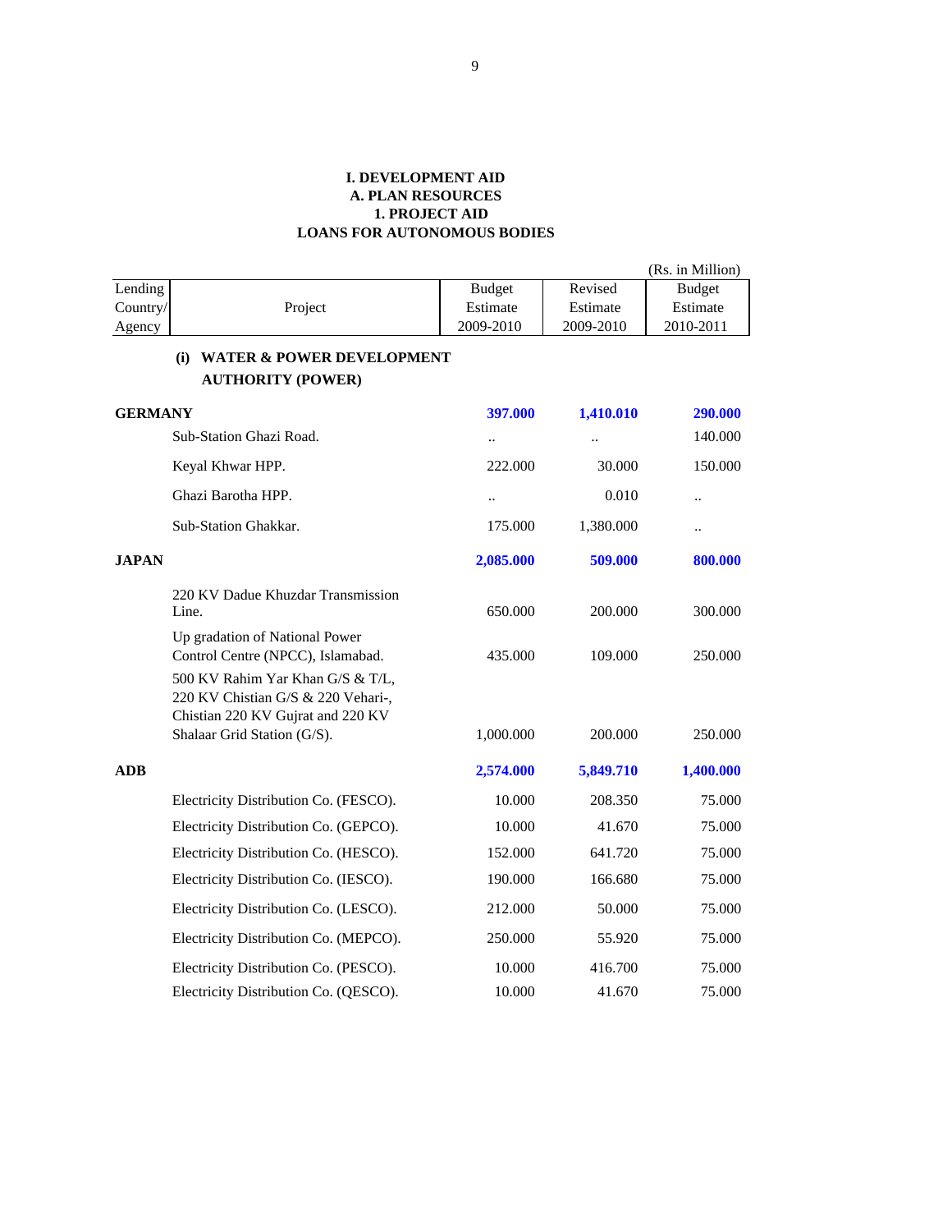# I. DEVELOPMENT AID
## A. PLAN RESOURCES
### 1. PROJECT AID
### LOANS FOR AUTONOMOUS BODIES

(Rs. in Million)

| Lending Country/ Agency | Project | Budget Estimate 2009-2010 | Revised Estimate 2009-2010 | Budget Estimate 2010-2011 |
|---|---|---|---|---|
| | **(i) WATER & POWER DEVELOPMENT AUTHORITY (POWER)** | | | |
| **GERMANY** | | **397.000** | **1,410.010** | **290.000** |
| | Sub-Station Ghazi Road. | .. | .. | 140.000 |
| | Keyal Khwar HPP. | 222.000 | 30.000 | 150.000 |
| | Ghazi Barotha HPP. | .. | 0.010 | .. |
| | Sub-Station Ghakkar. | 175.000 | 1,380.000 | .. |
| **JAPAN** | | **2,085.000** | **509.000** | **800.000** |
| | 220 KV Dadue Khuzdar Transmission Line. | 650.000 | 200.000 | 300.000 |
| | Up gradation of National Power Control Centre (NPCC), Islamabad. | 435.000 | 109.000 | 250.000 |
| | 500 KV Rahim Yar Khan G/S & T/L, 220 KV Chistian G/S & 220 Vehari-, Chistian 220 KV Gujrat and 220 KV Shalaar Grid Station (G/S). | 1,000.000 | 200.000 | 250.000 |
| **ADB** | | **2,574.000** | **5,849.710** | **1,400.000** |
| | Electricity Distribution Co. (FESCO). | 10.000 | 208.350 | 75.000 |
| | Electricity Distribution Co. (GEPCO). | 10.000 | 41.670 | 75.000 |
| | Electricity Distribution Co. (HESCO). | 152.000 | 641.720 | 75.000 |
| | Electricity Distribution Co. (IESCO). | 190.000 | 166.680 | 75.000 |
| | Electricity Distribution Co. (LESCO). | 212.000 | 50.000 | 75.000 |
| | Electricity Distribution Co. (MEPCO). | 250.000 | 55.920 | 75.000 |
| | Electricity Distribution Co. (PESCO). | 10.000 | 416.700 | 75.000 |
| | Electricity Distribution Co. (QESCO). | 10.000 | 41.670 | 75.000 |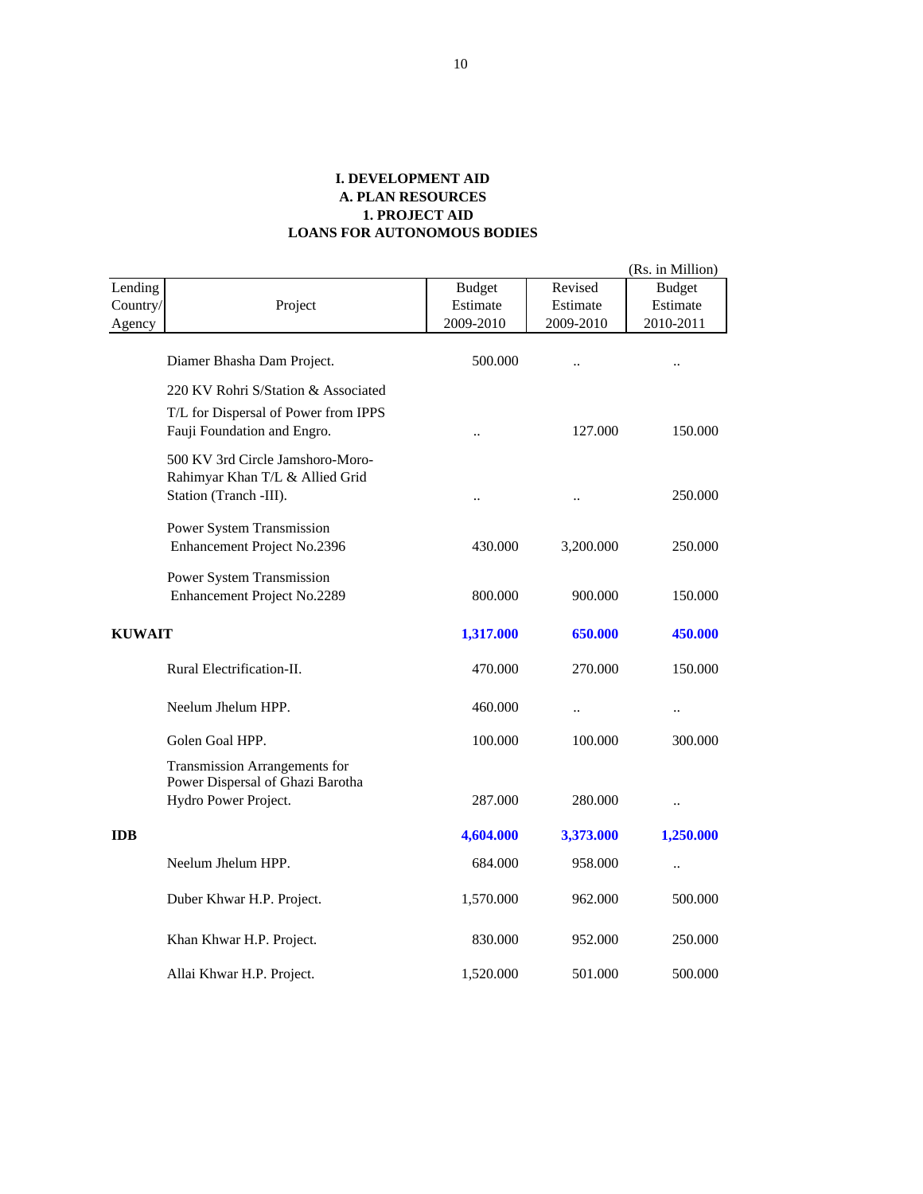**I. DEVELOPMENT AID**
**A. PLAN RESOURCES**
**1. PROJECT AID**
**LOANS FOR AUTONOMOUS BODIES**

(Rs. in Million)

| Lending Country/ Agency | Project | Budget Estimate 2009-2010 | Revised Estimate 2009-2010 | Budget Estimate 2010-2011 |
|---|---|---|---|---|
| | Diamer Bhasha Dam Project. | 500.000 | .. | .. |
| | 220 KV Rohri S/Station & Associated T/L for Dispersal of Power from IPPS Fauji Foundation and Engro. | .. | 127.000 | 150.000 |
| | 500 KV 3rd Circle Jamshoro-Moro-Rahimyar Khan T/L & Allied Grid Station (Tranch -III). | .. | .. | 250.000 |
| | Power System Transmission Enhancement Project No.2396 | 430.000 | 3,200.000 | 250.000 |
| | Power System Transmission Enhancement Project No.2289 | 800.000 | 900.000 | 150.000 |
| **KUWAIT** | | **1,317.000** | **650.000** | **450.000** |
| | Rural Electrification-II. | 470.000 | 270.000 | 150.000 |
| | Neelum Jhelum HPP. | 460.000 | .. | .. |
| | Golen Goal HPP. | 100.000 | 100.000 | 300.000 |
| | Transmission Arrangements for Power Dispersal of Ghazi Barotha Hydro Power Project. | 287.000 | 280.000 | .. |
| **IDB** | | **4,604.000** | **3,373.000** | **1,250.000** |
| | Neelum Jhelum HPP. | 684.000 | 958.000 | .. |
| | Duber Khwar H.P. Project. | 1,570.000 | 962.000 | 500.000 |
| | Khan Khwar H.P. Project. | 830.000 | 952.000 | 250.000 |
| | Allai Khwar H.P. Project. | 1,520.000 | 501.000 | 500.000 |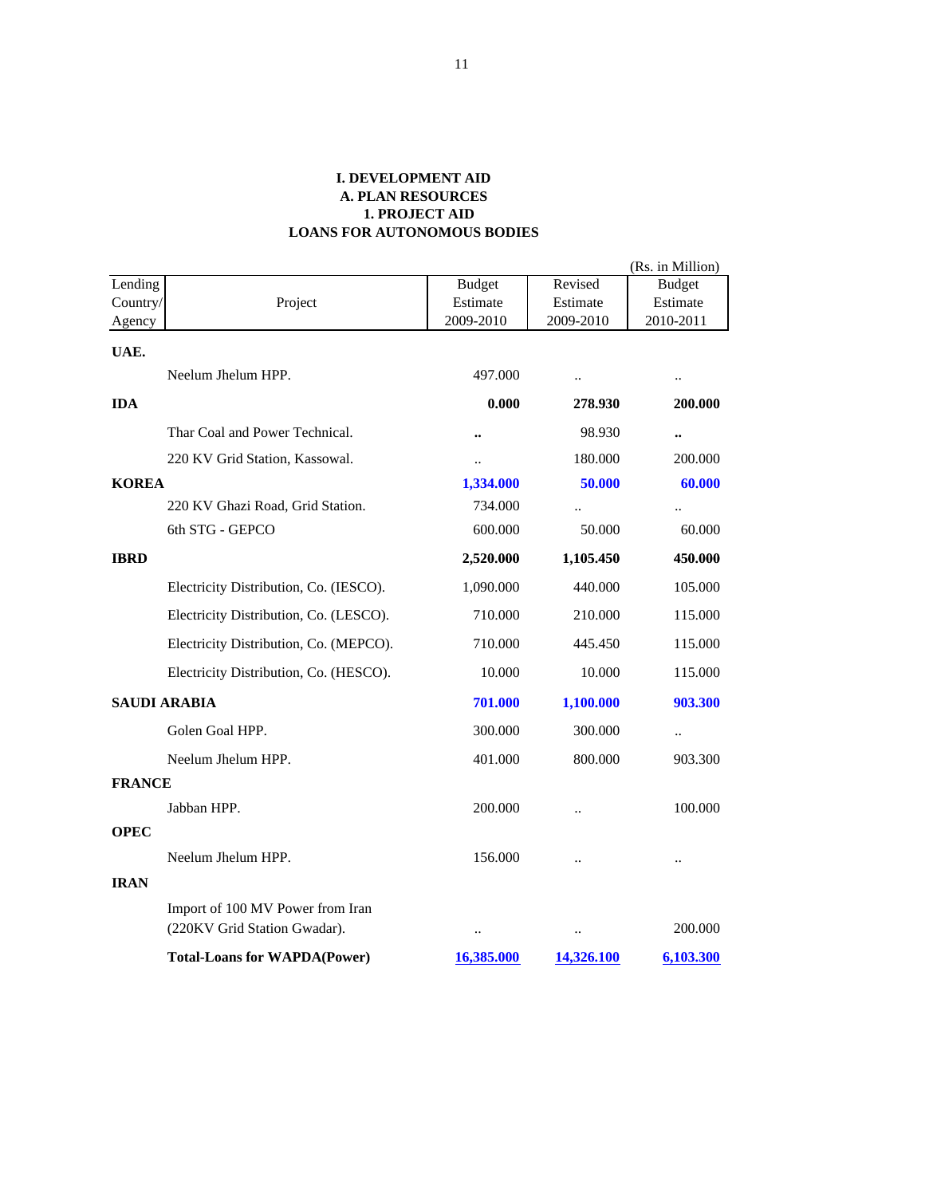**I. DEVELOPMENT AID**
**A. PLAN RESOURCES**
**1. PROJECT AID**
**LOANS FOR AUTONOMOUS BODIES**

(Rs. in Million)

| Lending Country/ Agency | Project | Budget Estimate 2009-2010 | Revised Estimate 2009-2010 | Budget Estimate 2010-2011 |
|---|---|---|---|---|
| **UAE.** | | | | |
| | Neelum Jhelum HPP. | 497.000 | .. | .. |
| **IDA** | | **0.000** | **278.930** | **200.000** |
| | Thar Coal and Power Technical. | **..** | 98.930 | **..** |
| | 220 KV Grid Station, Kassowal. | .. | 180.000 | 200.000 |
| **KOREA** | | **1,334.000** | **50.000** | **60.000** |
| | 220 KV Ghazi Road, Grid Station. | 734.000 | .. | .. |
| | 6th STG - GEPCO | 600.000 | 50.000 | 60.000 |
| **IBRD** | | **2,520.000** | **1,105.450** | **450.000** |
| | Electricity Distribution, Co. (IESCO). | 1,090.000 | 440.000 | 105.000 |
| | Electricity Distribution, Co. (LESCO). | 710.000 | 210.000 | 115.000 |
| | Electricity Distribution, Co. (MEPCO). | 710.000 | 445.450 | 115.000 |
| | Electricity Distribution, Co. (HESCO). | 10.000 | 10.000 | 115.000 |
| **SAUDI ARABIA** | | **701.000** | **1,100.000** | **903.300** |
| | Golen Goal HPP. | 300.000 | 300.000 | .. |
| | Neelum Jhelum HPP. | 401.000 | 800.000 | 903.300 |
| **FRANCE** | | | | |
| | Jabban HPP. | 200.000 | .. | 100.000 |
| **OPEC** | | | | |
| | Neelum Jhelum HPP. | 156.000 | .. | .. |
| **IRAN** | | | | |
| | Import of 100 MV Power from Iran (220KV Grid Station Gwadar). | .. | .. | 200.000 |
| | **Total-Loans for WAPDA(Power)** | **16,385.000** | **14,326.100** | **6,103.300** |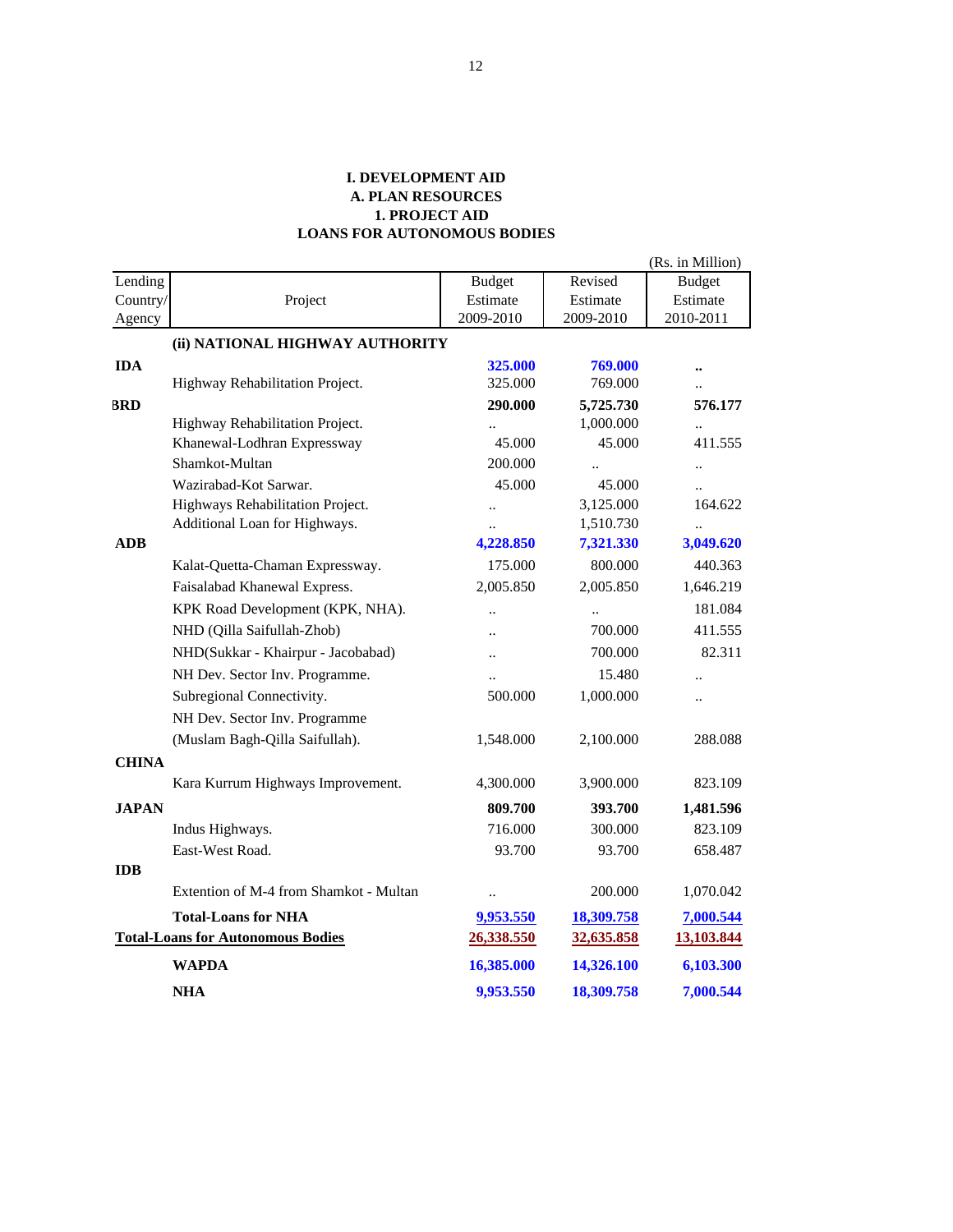**I. DEVELOPMENT AID**
**A. PLAN RESOURCES**
**1. PROJECT AID**
**LOANS FOR AUTONOMOUS BODIES**

(Rs. in Million)

| Lending Country/ Agency | Project | Budget Estimate 2009-2010 | Revised Estimate 2009-2010 | Budget Estimate 2010-2011 |
|---|---|---|---|---|
| | **(ii) NATIONAL HIGHWAY AUTHORITY** | | | |
| **IDA** | | **325.000** | **769.000** | **..** |
| | Highway Rehabilitation Project. | 325.000 | 769.000 | .. |
| **BRD** | | **290.000** | **5,725.730** | **576.177** |
| | Highway Rehabilitation Project. | .. | 1,000.000 | .. |
| | Khanewal-Lodhran Expressway | 45.000 | 45.000 | 411.555 |
| | Shamkot-Multan | 200.000 | .. | .. |
| | Wazirabad-Kot Sarwar. | 45.000 | 45.000 | .. |
| | Highways Rehabilitation Project. | .. | 3,125.000 | 164.622 |
| | Additional Loan for Highways. | .. | 1,510.730 | .. |
| **ADB** | | **4,228.850** | **7,321.330** | **3,049.620** |
| | Kalat-Quetta-Chaman Expressway. | 175.000 | 800.000 | 440.363 |
| | Faisalabad Khanewal Express. | 2,005.850 | 2,005.850 | 1,646.219 |
| | KPK Road Development (KPK, NHA). | .. | .. | 181.084 |
| | NHD (Qilla Saifullah-Zhob) | .. | 700.000 | 411.555 |
| | NHD(Sukkar - Khairpur - Jacobabad) | .. | 700.000 | 82.311 |
| | NH Dev. Sector Inv. Programme. | .. | 15.480 | .. |
| | Subregional Connectivity. | 500.000 | 1,000.000 | .. |
| | NH Dev. Sector Inv. Programme (Muslam Bagh-Qilla Saifullah). | 1,548.000 | 2,100.000 | 288.088 |
| **CHINA** | | | | |
| | Kara Kurrum Highways Improvement. | 4,300.000 | 3,900.000 | 823.109 |
| **JAPAN** | | **809.700** | **393.700** | **1,481.596** |
| | Indus Highways. | 716.000 | 300.000 | 823.109 |
| | East-West Road. | 93.700 | 93.700 | 658.487 |
| **IDB** | | | | |
| | Extention of M-4 from Shamkot - Multan | .. | 200.000 | 1,070.042 |
| | **Total-Loans for NHA** | **9,953.550** | **18,309.758** | **7,000.544** |
| **Total-Loans for Autonomous Bodies** | | **26,338.550** | **32,635.858** | **13,103.844** |
| | **WAPDA** | **16,385.000** | **14,326.100** | **6,103.300** |
| | **NHA** | **9,953.550** | **18,309.758** | **7,000.544** |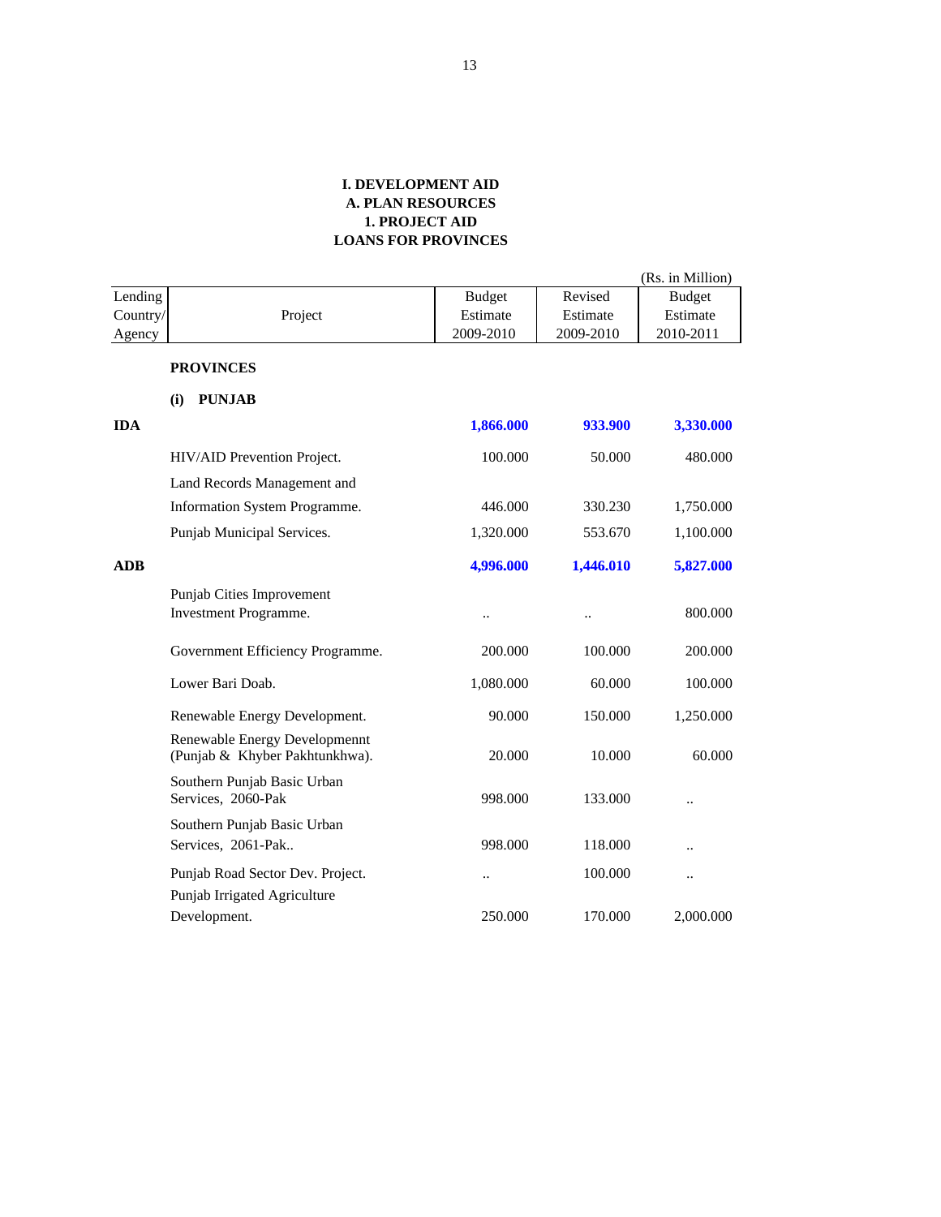**I. DEVELOPMENT AID**
**A. PLAN RESOURCES**
**1. PROJECT AID**
**LOANS FOR PROVINCES**

(Rs. in Million)

| Lending Country/ Agency | Project | Budget Estimate 2009-2010 | Revised Estimate 2009-2010 | Budget Estimate 2010-2011 |
|---|---|---|---|---|
| | **PROVINCES** | | | |
| | **(i) PUNJAB** | | | |
| **IDA** | | **1,866.000** | **933.900** | **3,330.000** |
| | HIV/AID Prevention Project. | 100.000 | 50.000 | 480.000 |
| | Land Records Management and Information System Programme. | 446.000 | 330.230 | 1,750.000 |
| | Punjab Municipal Services. | 1,320.000 | 553.670 | 1,100.000 |
| **ADB** | | **4,996.000** | **1,446.010** | **5,827.000** |
| | Punjab Cities Improvement Investment Programme. | .. | .. | 800.000 |
| | Government Efficiency Programme. | 200.000 | 100.000 | 200.000 |
| | Lower Bari Doab. | 1,080.000 | 60.000 | 100.000 |
| | Renewable Energy Development. | 90.000 | 150.000 | 1,250.000 |
| | Renewable Energy Developmennt (Punjab & Khyber Pakhtunkhwa). | 20.000 | 10.000 | 60.000 |
| | Southern Punjab Basic Urban Services, 2060-Pak | 998.000 | 133.000 | .. |
| | Southern Punjab Basic Urban Services, 2061-Pak.. | 998.000 | 118.000 | .. |
| | Punjab Road Sector Dev. Project. | .. | 100.000 | .. |
| | Punjab Irrigated Agriculture Development. | 250.000 | 170.000 | 2,000.000 |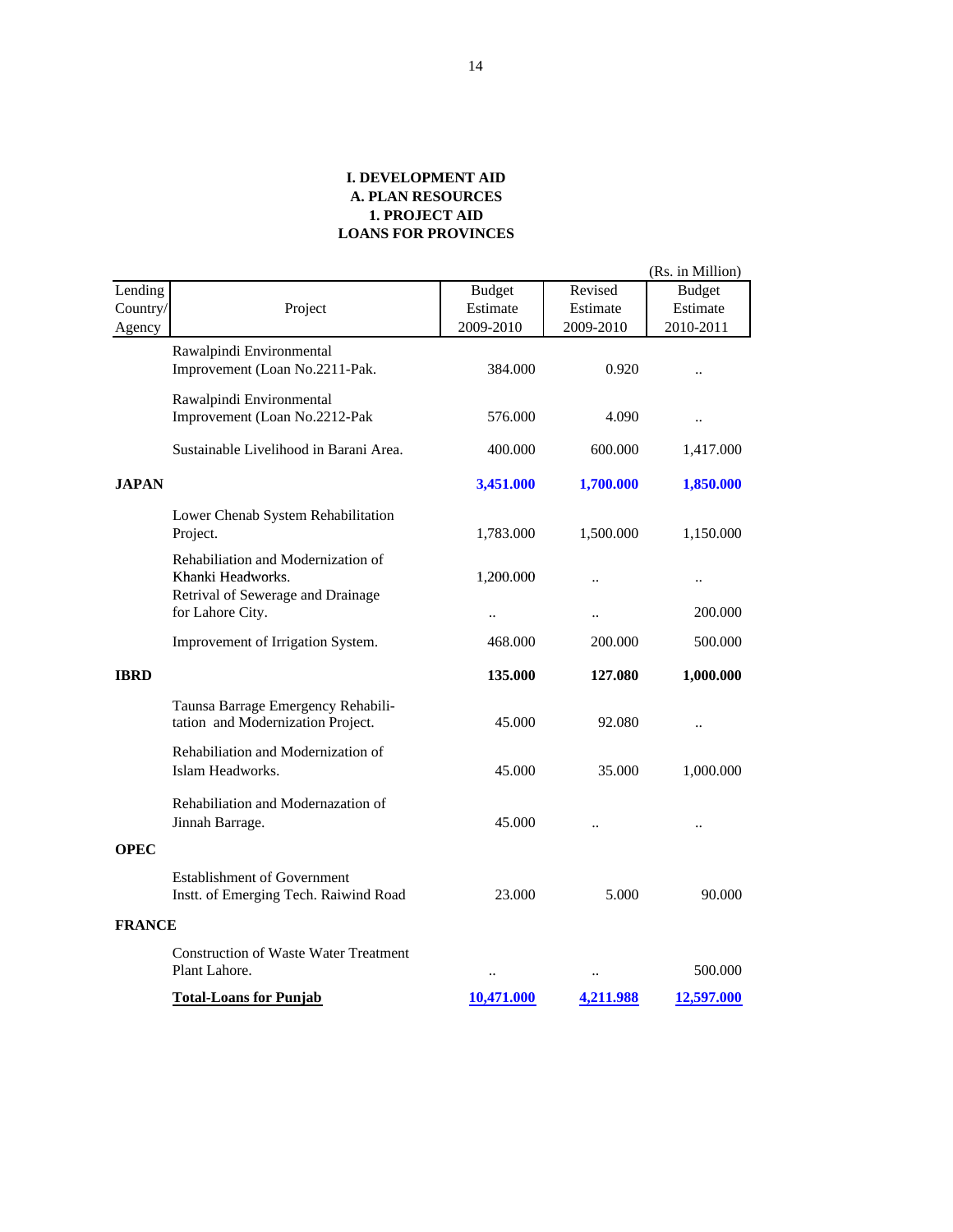**I. DEVELOPMENT AID**
**A. PLAN RESOURCES**
**1. PROJECT AID**
**LOANS FOR PROVINCES**

(Rs. in Million)

| Lending Country/ Agency | Project | Budget Estimate 2009-2010 | Revised Estimate 2009-2010 | Budget Estimate 2010-2011 |
|---|---|---|---|---|
| | Rawalpindi Environmental Improvement (Loan No.2211-Pak. | 384.000 | 0.920 | .. |
| | Rawalpindi Environmental Improvement (Loan No.2212-Pak | 576.000 | 4.090 | .. |
| | Sustainable Livelihood in Barani Area. | 400.000 | 600.000 | 1,417.000 |
| **JAPAN** | | **3,451.000** | **1,700.000** | **1,850.000** |
| | Lower Chenab System Rehabilitation Project. | 1,783.000 | 1,500.000 | 1,150.000 |
| | Rehabiliation and Modernization of Khanki Headworks. | 1,200.000 | .. | .. |
| | Retrival of Sewerage and Drainage for Lahore City. | .. | .. | 200.000 |
| | Improvement of Irrigation System. | 468.000 | 200.000 | 500.000 |
| **IBRD** | | **135.000** | **127.080** | **1,000.000** |
| | Taunsa Barrage Emergency Rehabilitation and Modernization Project. | 45.000 | 92.080 | .. |
| | Rehabiliation and Modernization of Islam Headworks. | 45.000 | 35.000 | 1,000.000 |
| | Rehabiliation and Modernazation of Jinnah Barrage. | 45.000 | .. | .. |
| **OPEC** | | | | |
| | Establishment of Government Instt. of Emerging Tech. Raiwind Road | 23.000 | 5.000 | 90.000 |
| **FRANCE** | | | | |
| | Construction of Waste Water Treatment Plant Lahore. | .. | .. | 500.000 |
| | **Total-Loans for Punjab** | **10,471.000** | **4,211.988** | **12,597.000** |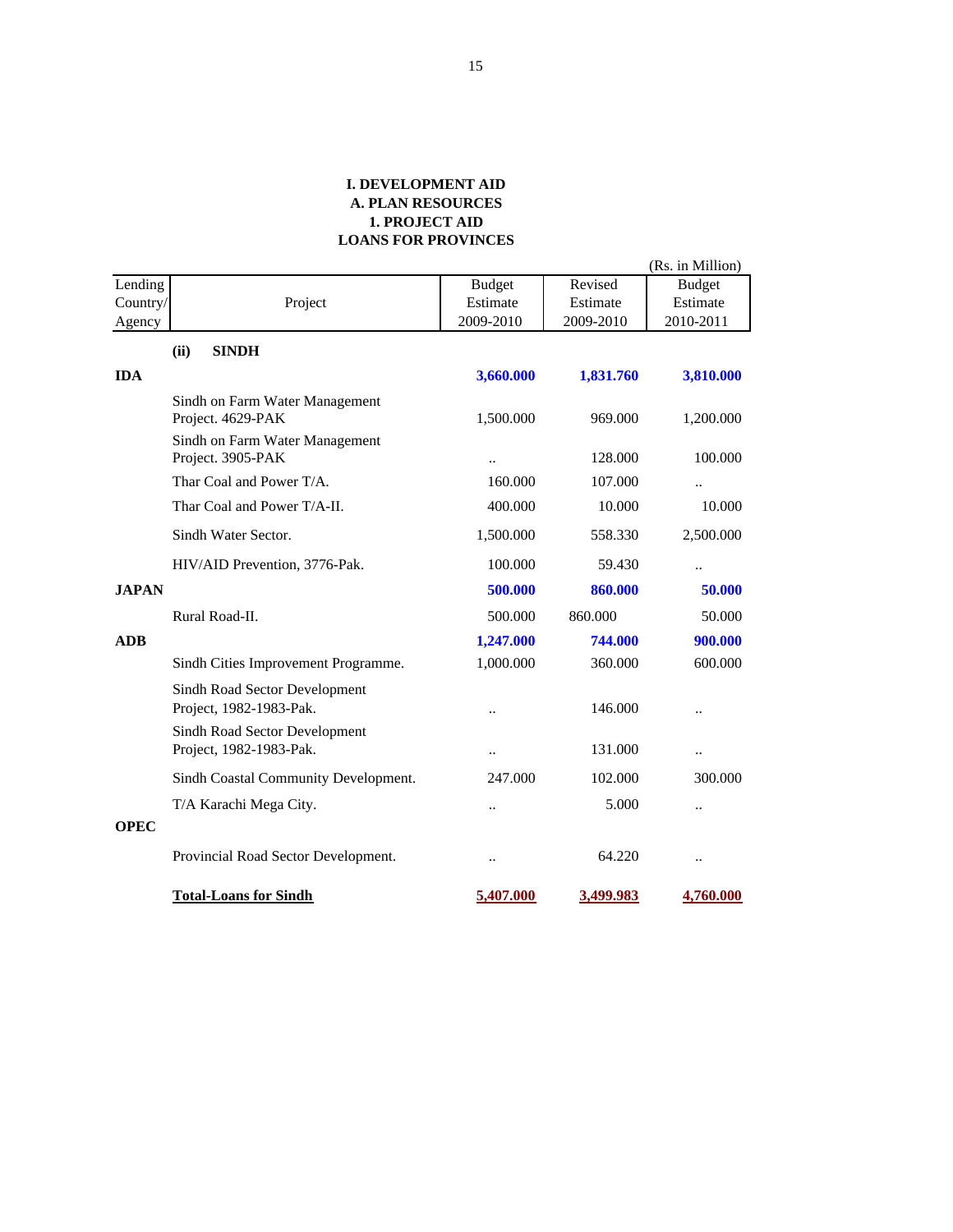**I. DEVELOPMENT AID**
**A. PLAN RESOURCES**
**1. PROJECT AID**
**LOANS FOR PROVINCES**

(Rs. in Million)

| Lending Country/ Agency | Project | Budget Estimate 2009-2010 | Revised Estimate 2009-2010 | Budget Estimate 2010-2011 |
|---|---|---|---|---|
| | **(ii) SINDH** | | | |
| **IDA** | | **3,660.000** | **1,831.760** | **3,810.000** |
| | Sindh on Farm Water Management Project. 4629-PAK | 1,500.000 | 969.000 | 1,200.000 |
| | Sindh on Farm Water Management Project. 3905-PAK | .. | 128.000 | 100.000 |
| | Thar Coal and Power T/A. | 160.000 | 107.000 | .. |
| | Thar Coal and Power T/A-II. | 400.000 | 10.000 | 10.000 |
| | Sindh Water Sector. | 1,500.000 | 558.330 | 2,500.000 |
| | HIV/AID Prevention, 3776-Pak. | 100.000 | 59.430 | .. |
| **JAPAN** | | **500.000** | **860.000** | **50.000** |
| | Rural Road-II. | 500.000 | 860.000 | 50.000 |
| **ADB** | | **1,247.000** | **744.000** | **900.000** |
| | Sindh Cities Improvement Programme. | 1,000.000 | 360.000 | 600.000 |
| | Sindh Road Sector Development Project, 1982-1983-Pak. | .. | 146.000 | .. |
| | Sindh Road Sector Development Project, 1982-1983-Pak. | .. | 131.000 | .. |
| | Sindh Coastal Community Development. | 247.000 | 102.000 | 300.000 |
| | T/A Karachi Mega City. | .. | 5.000 | .. |
| **OPEC** | | | | |
| | Provincial Road Sector Development. | .. | 64.220 | .. |
| | **Total-Loans for Sindh** | **5,407.000** | **3,499.983** | **4,760.000** |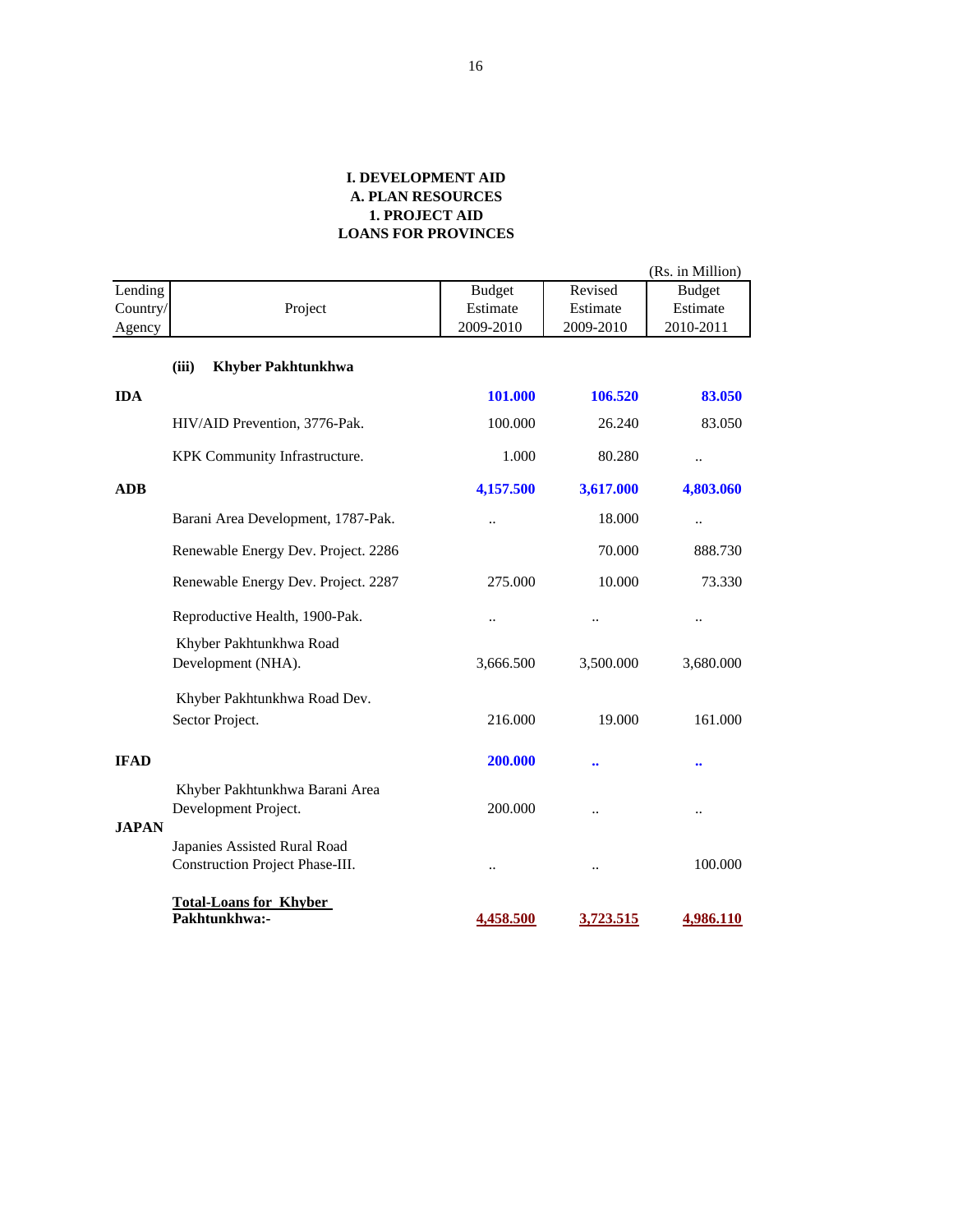**I. DEVELOPMENT AID**
**A. PLAN RESOURCES**
**1. PROJECT AID**
**LOANS FOR PROVINCES**

(Rs. in Million)

| Lending Country/ Agency | Project | Budget Estimate 2009-2010 | Revised Estimate 2009-2010 | Budget Estimate 2010-2011 |
|---|---|---|---|---|
| | **(iii) Khyber Pakhtunkhwa** | | | |
| **IDA** | | **101.000** | **106.520** | **83.050** |
| | HIV/AID Prevention, 3776-Pak. | 100.000 | 26.240 | 83.050 |
| | KPK Community Infrastructure. | 1.000 | 80.280 | .. |
| **ADB** | | **4,157.500** | **3,617.000** | **4,803.060** |
| | Barani Area Development, 1787-Pak. | .. | 18.000 | .. |
| | Renewable Energy Dev. Project. 2286 | | 70.000 | 888.730 |
| | Renewable Energy Dev. Project. 2287 | 275.000 | 10.000 | 73.330 |
| | Reproductive Health, 1900-Pak. | .. | .. | .. |
| | Khyber Pakhtunkhwa Road Development (NHA). | 3,666.500 | 3,500.000 | 3,680.000 |
| | Khyber Pakhtunkhwa Road Dev. Sector Project. | 216.000 | 19.000 | 161.000 |
| **IFAD** | | **200.000** | **..** | **..** |
| | Khyber Pakhtunkhwa Barani Area Development Project. | 200.000 | .. | .. |
| **JAPAN** | | | | |
| | Japanies Assisted Rural Road Construction Project Phase-III. | .. | .. | 100.000 |
| | **Total-Loans for Khyber Pakhtunkhwa:-** | **4,458.500** | **3,723.515** | **4,986.110** |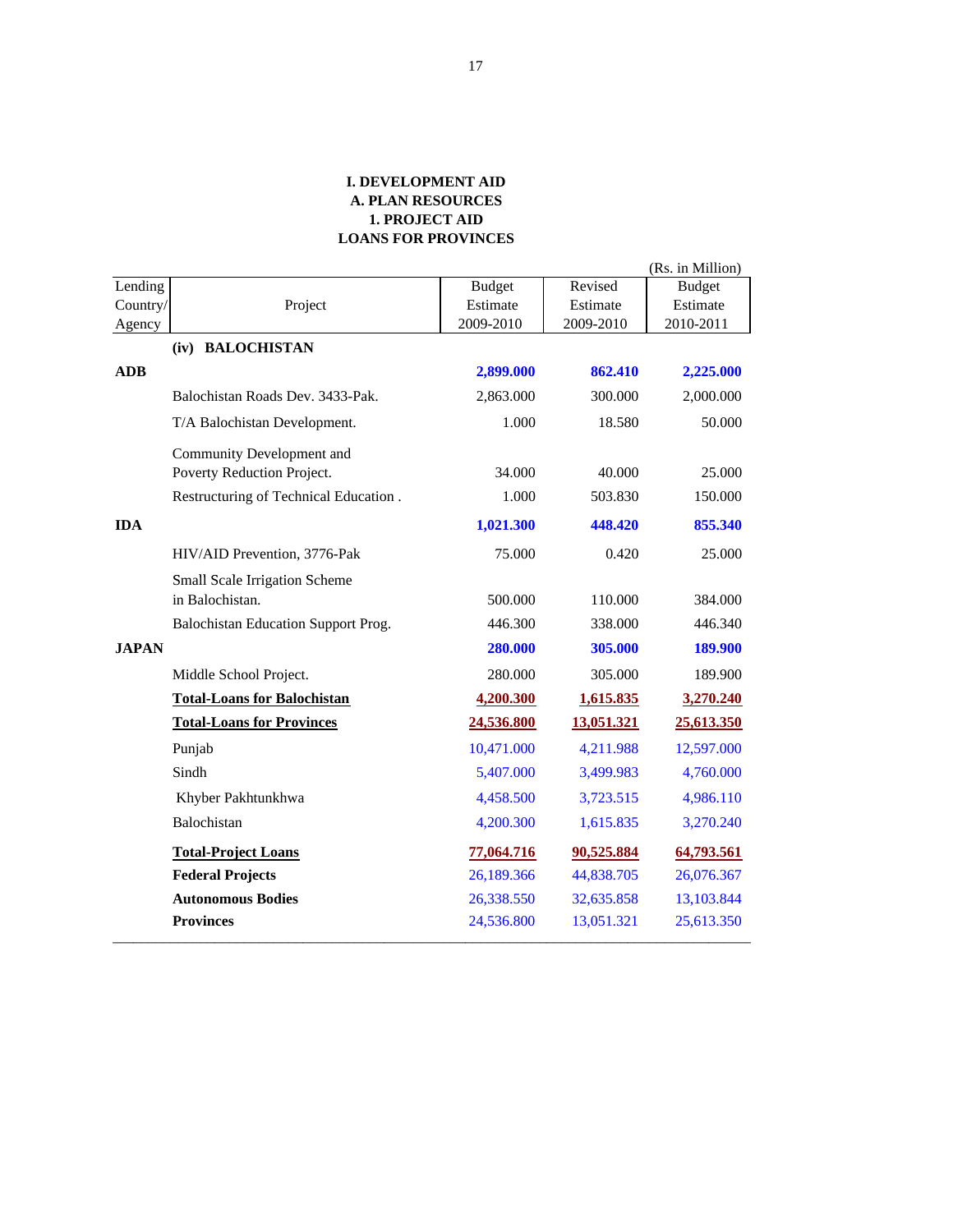**I. DEVELOPMENT AID**
**A. PLAN RESOURCES**
**1. PROJECT AID**
**LOANS FOR PROVINCES**

(Rs. in Million)

| Lending Country/ Agency | Project | Budget Estimate 2009-2010 | Revised Estimate 2009-2010 | Budget Estimate 2010-2011 |
|---|---|---|---|---|
| | **(iv) BALOCHISTAN** | | | |
| **ADB** | | **2,899.000** | **862.410** | **2,225.000** |
| | Balochistan Roads Dev. 3433-Pak. | 2,863.000 | 300.000 | 2,000.000 |
| | T/A Balochistan Development. | 1.000 | 18.580 | 50.000 |
| | Community Development and Poverty Reduction Project. | 34.000 | 40.000 | 25.000 |
| | Restructuring of Technical Education . | 1.000 | 503.830 | 150.000 |
| **IDA** | | **1,021.300** | **448.420** | **855.340** |
| | HIV/AID Prevention, 3776-Pak | 75.000 | 0.420 | 25.000 |
| | Small Scale Irrigation Scheme in Balochistan. | 500.000 | 110.000 | 384.000 |
| | Balochistan Education Support Prog. | 446.300 | 338.000 | 446.340 |
| **JAPAN** | | **280.000** | **305.000** | **189.900** |
| | Middle School Project. | 280.000 | 305.000 | 189.900 |
| | **Total-Loans for Balochistan** | **4,200.300** | **1,615.835** | **3,270.240** |
| | **Total-Loans for Provinces** | **24,536.800** | **13,051.321** | **25,613.350** |
| | Punjab | 10,471.000 | 4,211.988 | 12,597.000 |
| | Sindh | 5,407.000 | 3,499.983 | 4,760.000 |
| | Khyber Pakhtunkhwa | 4,458.500 | 3,723.515 | 4,986.110 |
| | Balochistan | 4,200.300 | 1,615.835 | 3,270.240 |
| | **Total-Project Loans** | **77,064.716** | **90,525.884** | **64,793.561** |
| | **Federal Projects** | 26,189.366 | 44,838.705 | 26,076.367 |
| | **Autonomous Bodies** | 26,338.550 | 32,635.858 | 13,103.844 |
| | **Provinces** | 24,536.800 | 13,051.321 | 25,613.350 |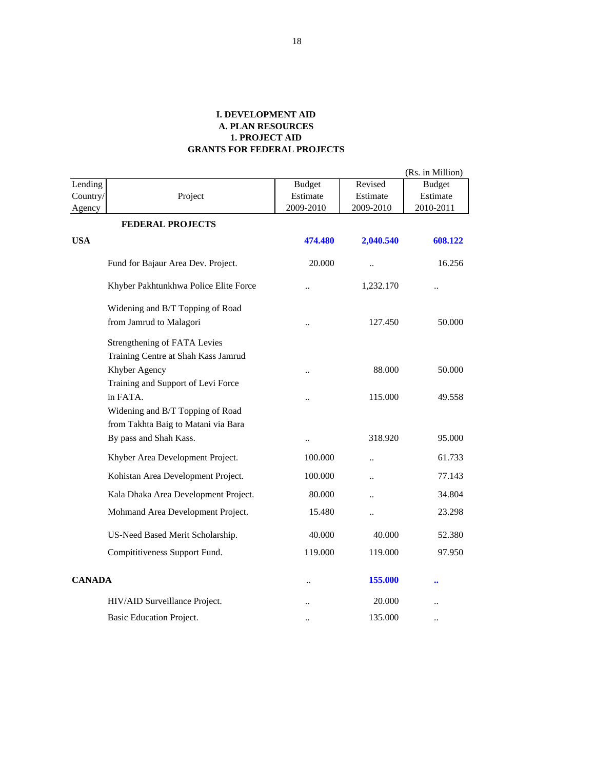# I. DEVELOPMENT AID
## A. PLAN RESOURCES
### 1. PROJECT AID
### GRANTS FOR FEDERAL PROJECTS

(Rs. in Million)

| Lending Country/ Agency | Project | Budget Estimate 2009-2010 | Revised Estimate 2009-2010 | Budget Estimate 2010-2011 |
|---|---|---|---|---|
| | **FEDERAL PROJECTS** | | | |
| **USA** | | **474.480** | **2,040.540** | **608.122** |
| | Fund for Bajaur Area Dev. Project. | 20.000 | .. | 16.256 |
| | Khyber Pakhtunkhwa Police Elite Force | .. | 1,232.170 | .. |
| | Widening and B/T Topping of Road from Jamrud to Malagori | .. | 127.450 | 50.000 |
| | Strengthening of FATA Levies Training Centre at Shah Kass Jamrud Khyber Agency | .. | 88.000 | 50.000 |
| | Training and Support of Levi Force in FATA. | .. | 115.000 | 49.558 |
| | Widening and B/T Topping of Road from Takhta Baig to Matani via Bara By pass and Shah Kass. | .. | 318.920 | 95.000 |
| | Khyber Area Development Project. | 100.000 | .. | 61.733 |
| | Kohistan Area Development Project. | 100.000 | .. | 77.143 |
| | Kala Dhaka Area Development Project. | 80.000 | .. | 34.804 |
| | Mohmand Area Development Project. | 15.480 | .. | 23.298 |
| | US-Need Based Merit Scholarship. | 40.000 | 40.000 | 52.380 |
| | Compititiveness Support Fund. | 119.000 | 119.000 | 97.950 |
| **CANADA** | | .. | **155.000** | **..** |
| | HIV/AID Surveillance Project. | .. | 20.000 | .. |
| | Basic Education Project. | .. | 135.000 | .. |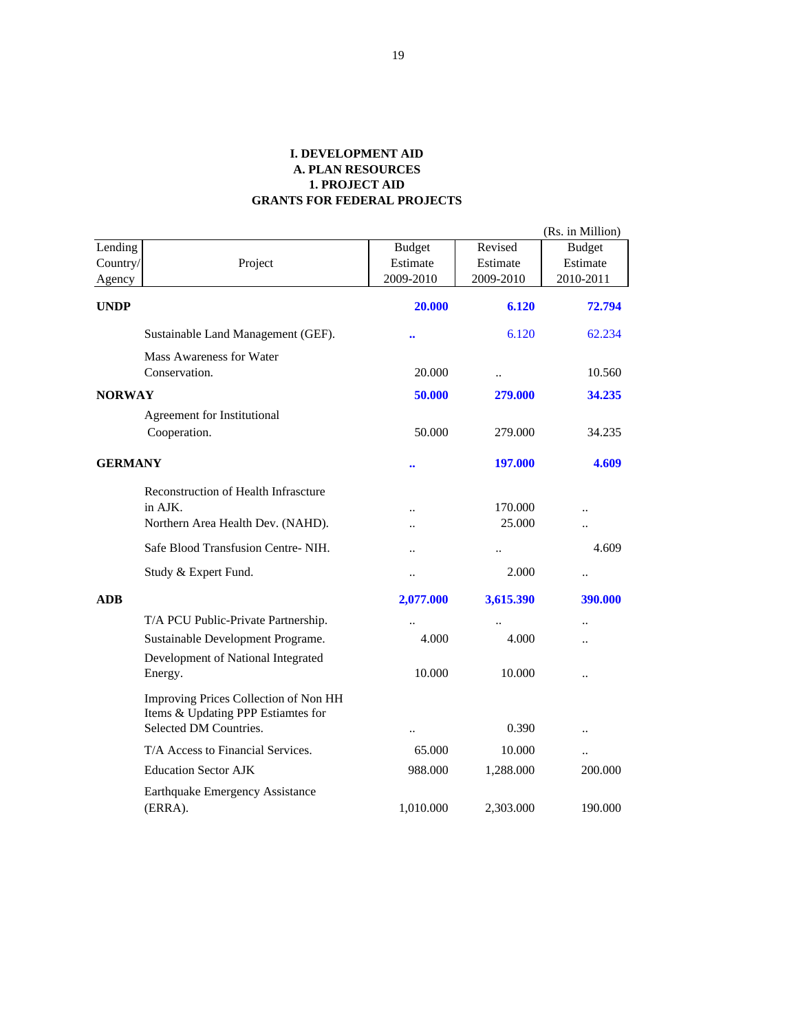# I. DEVELOPMENT AID
## A. PLAN RESOURCES
### 1. PROJECT AID
### GRANTS FOR FEDERAL PROJECTS

(Rs. in Million)

| Lending Country/ Agency | Project | Budget Estimate 2009-2010 | Revised Estimate 2009-2010 | Budget Estimate 2010-2011 |
|---|---|---|---|---|
| **UNDP** | | **20.000** | **6.120** | **72.794** |
| | Sustainable Land Management (GEF). | **..** | 6.120 | 62.234 |
| | Mass Awareness for Water Conservation. | 20.000 | .. | 10.560 |
| **NORWAY** | | **50.000** | **279.000** | **34.235** |
| | Agreement for Institutional Cooperation. | 50.000 | 279.000 | 34.235 |
| **GERMANY** | | **..** | **197.000** | **4.609** |
| | Reconstruction of Health Infrascture in AJK. | .. | 170.000 | .. |
| | Northern Area Health Dev. (NAHD). | .. | 25.000 | .. |
| | Safe Blood Transfusion Centre- NIH. | .. | .. | 4.609 |
| | Study & Expert Fund. | .. | 2.000 | .. |
| **ADB** | | **2,077.000** | **3,615.390** | **390.000** |
| | T/A PCU Public-Private Partnership. | .. | .. | .. |
| | Sustainable Development Programe. | 4.000 | 4.000 | .. |
| | Development of National Integrated Energy. | 10.000 | 10.000 | .. |
| | Improving Prices Collection of Non HH Items & Updating PPP Estiamtes for Selected DM Countries. | .. | 0.390 | .. |
| | T/A Access to Financial Services. | 65.000 | 10.000 | .. |
| | Education Sector AJK | 988.000 | 1,288.000 | 200.000 |
| | Earthquake Emergency Assistance (ERRA). | 1,010.000 | 2,303.000 | 190.000 |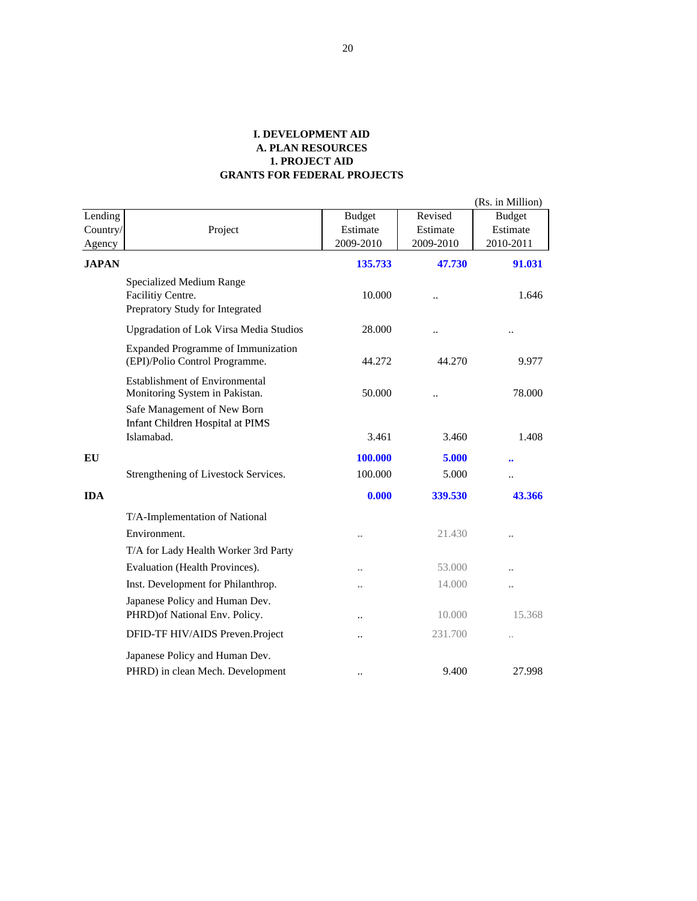**I. DEVELOPMENT AID**
**A. PLAN RESOURCES**
**1. PROJECT AID**
**GRANTS FOR FEDERAL PROJECTS**

(Rs. in Million)

| Lending Country/ Agency | Project | Budget Estimate 2009-2010 | Revised Estimate 2009-2010 | Budget Estimate 2010-2011 |
|---|---|---|---|---|
| **JAPAN** | | **135.733** | **47.730** | **91.031** |
| | Specialized Medium Range Facilitiy Centre. Prepratory Study for Integrated | 10.000 | .. | 1.646 |
| | Upgradation of Lok Virsa Media Studios | 28.000 | .. | .. |
| | Expanded Programme of Immunization (EPI)/Polio Control Programme. | 44.272 | 44.270 | 9.977 |
| | Establishment of Environmental Monitoring System in Pakistan. | 50.000 | .. | 78.000 |
| | Safe Management of New Born Infant Children Hospital at PIMS Islamabad. | 3.461 | 3.460 | 1.408 |
| **EU** | | **100.000** | **5.000** | **..** |
| | Strengthening of Livestock Services. | 100.000 | 5.000 | .. |
| **IDA** | | **0.000** | **339.530** | **43.366** |
| | T/A-Implementation of National Environment. | .. | 21.430 | .. |
| | T/A for Lady Health Worker 3rd Party Evaluation (Health Provinces). | .. | 53.000 | .. |
| | Inst. Development for Philanthrop. | .. | 14.000 | .. |
| | Japanese Policy and Human Dev. PHRD)of National Env. Policy. | .. | 10.000 | 15.368 |
| | DFID-TF HIV/AIDS Preven.Project | .. | 231.700 | .. |
| | Japanese Policy and Human Dev. PHRD) in clean Mech. Development | .. | 9.400 | 27.998 |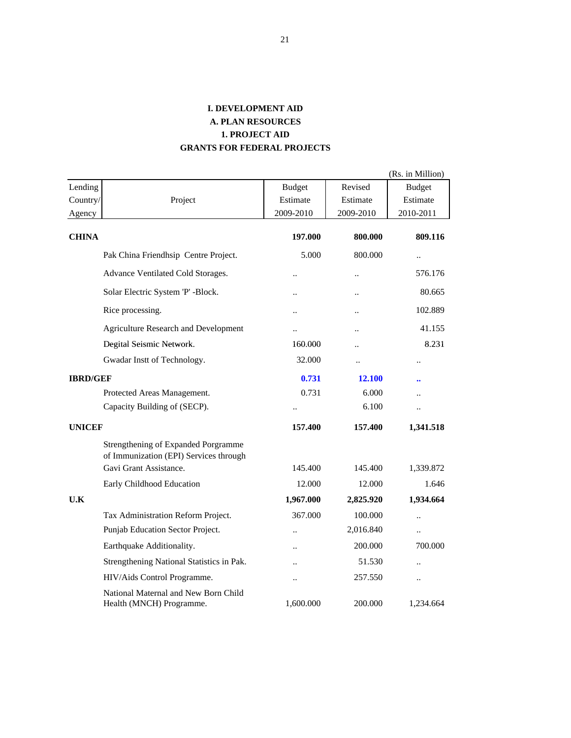**I. DEVELOPMENT AID**

**A. PLAN RESOURCES**

**1. PROJECT AID**

**GRANTS FOR FEDERAL PROJECTS**

(Rs. in Million)

| Lending Country/ Agency | Project | Budget Estimate 2009-2010 | Revised Estimate 2009-2010 | Budget Estimate 2010-2011 |
|---|---|---|---|---|
| **CHINA** | | **197.000** | **800.000** | **809.116** |
| | Pak China Friendhsip Centre Project. | 5.000 | 800.000 | .. |
| | Advance Ventilated Cold Storages. | .. | .. | 576.176 |
| | Solar Electric System 'P' -Block. | .. | .. | 80.665 |
| | Rice processing. | .. | .. | 102.889 |
| | Agriculture Research and Development | .. | .. | 41.155 |
| | Degital Seismic Network. | 160.000 | .. | 8.231 |
| | Gwadar Instt of Technology. | 32.000 | .. | .. |
| **IBRD/GEF** | | **0.731** | **12.100** | **..** |
| | Protected Areas Management. | 0.731 | 6.000 | .. |
| | Capacity Building of (SECP). | .. | 6.100 | .. |
| **UNICEF** | | **157.400** | **157.400** | **1,341.518** |
| | Strengthening of Expanded Porgramme of Immunization (EPI) Services through Gavi Grant Assistance. | 145.400 | 145.400 | 1,339.872 |
| | Early Childhood Education | 12.000 | 12.000 | 1.646 |
| **U.K** | | **1,967.000** | **2,825.920** | **1,934.664** |
| | Tax Administration Reform Project. | 367.000 | 100.000 | .. |
| | Punjab Education Sector Project. | .. | 2,016.840 | .. |
| | Earthquake Additionality. | .. | 200.000 | 700.000 |
| | Strengthening National Statistics in Pak. | .. | 51.530 | .. |
| | HIV/Aids Control Programme. | .. | 257.550 | .. |
| | National Maternal and New Born Child Health (MNCH) Programme. | 1,600.000 | 200.000 | 1,234.664 |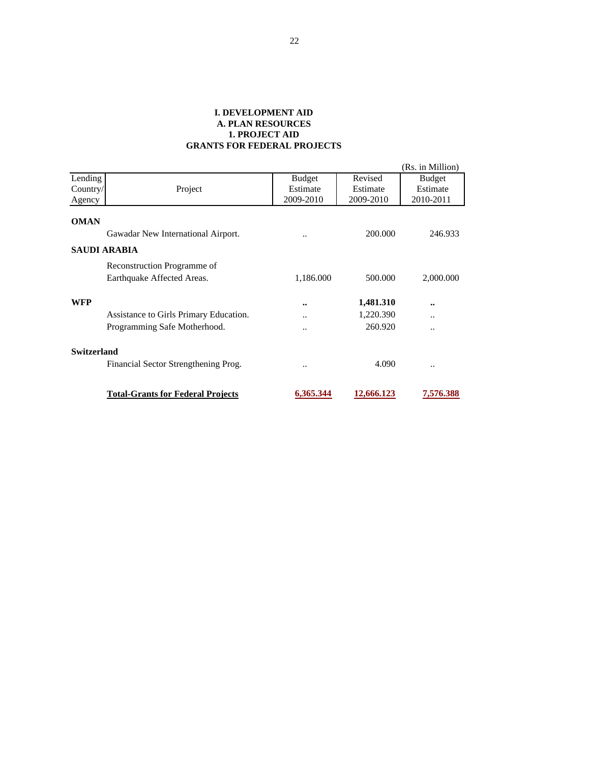# I. DEVELOPMENT AID
## A. PLAN RESOURCES
### 1. PROJECT AID
### GRANTS FOR FEDERAL PROJECTS

(Rs. in Million)

| Lending Country/ Agency | Project | Budget Estimate 2009-2010 | Revised Estimate 2009-2010 | Budget Estimate 2010-2011 |
|---|---|---|---|---|
| **OMAN** | | | | |
| | Gawadar New International Airport. | .. | 200.000 | 246.933 |
| **SAUDI ARABIA** | | | | |
| | Reconstruction Programme of Earthquake Affected Areas. | 1,186.000 | 500.000 | 2,000.000 |
| **WFP** | | **..** | **1,481.310** | **..** |
| | Assistance to Girls Primary Education. | .. | 1,220.390 | .. |
| | Programming Safe Motherhood. | .. | 260.920 | .. |
| **Switzerland** | | | | |
| | Financial Sector Strengthening Prog. | .. | 4.090 | .. |
| | **Total-Grants for Federal Projects** | **6,365.344** | **12,666.123** | **7,576.388** |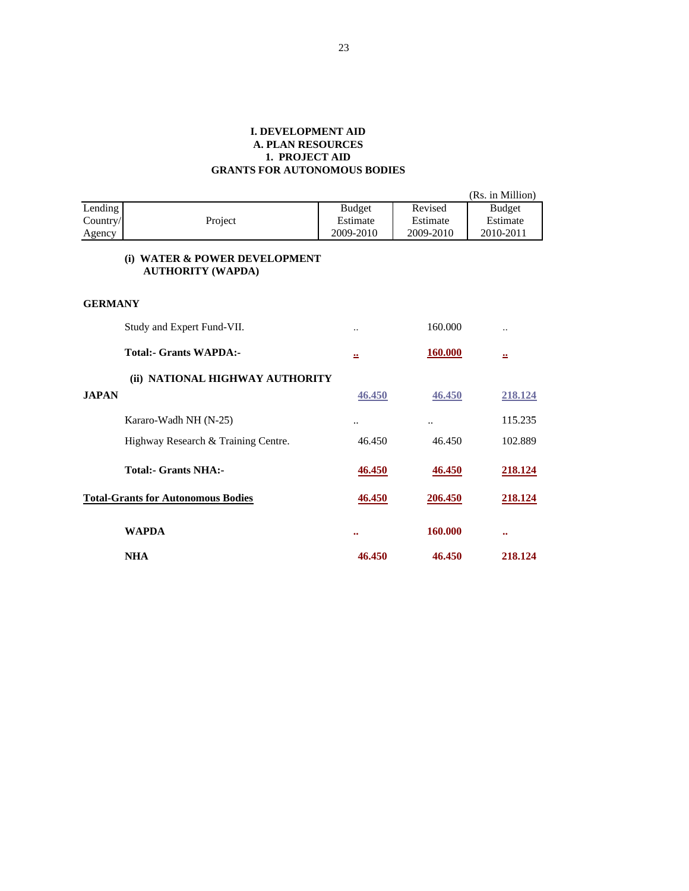# I. DEVELOPMENT AID
## A. PLAN RESOURCES
### 1. PROJECT AID
### GRANTS FOR AUTONOMOUS BODIES

(Rs. in Million)

| Lending Country/ Agency | Project | Budget Estimate 2009-2010 | Revised Estimate 2009-2010 | Budget Estimate 2010-2011 |
|---|---|---|---|---|
| | **(i) WATER & POWER DEVELOPMENT AUTHORITY (WAPDA)** | | | |
| **GERMANY** | | | | |
| | Study and Expert Fund-VII. | .. | 160.000 | .. |
| | **Total:- Grants WAPDA:-** | **..** | **160.000** | **..** |
| | **(ii) NATIONAL HIGHWAY AUTHORITY** | | | |
| **JAPAN** | | **46.450** | **46.450** | **218.124** |
| | Kararo-Wadh NH (N-25) | .. | .. | 115.235 |
| | Highway Research & Training Centre. | 46.450 | 46.450 | 102.889 |
| | **Total:- Grants NHA:-** | **46.450** | **46.450** | **218.124** |
| **Total-Grants for Autonomous Bodies** | | **46.450** | **206.450** | **218.124** |
| | **WAPDA** | **..** | **160.000** | **..** |
| | **NHA** | **46.450** | **46.450** | **218.124** |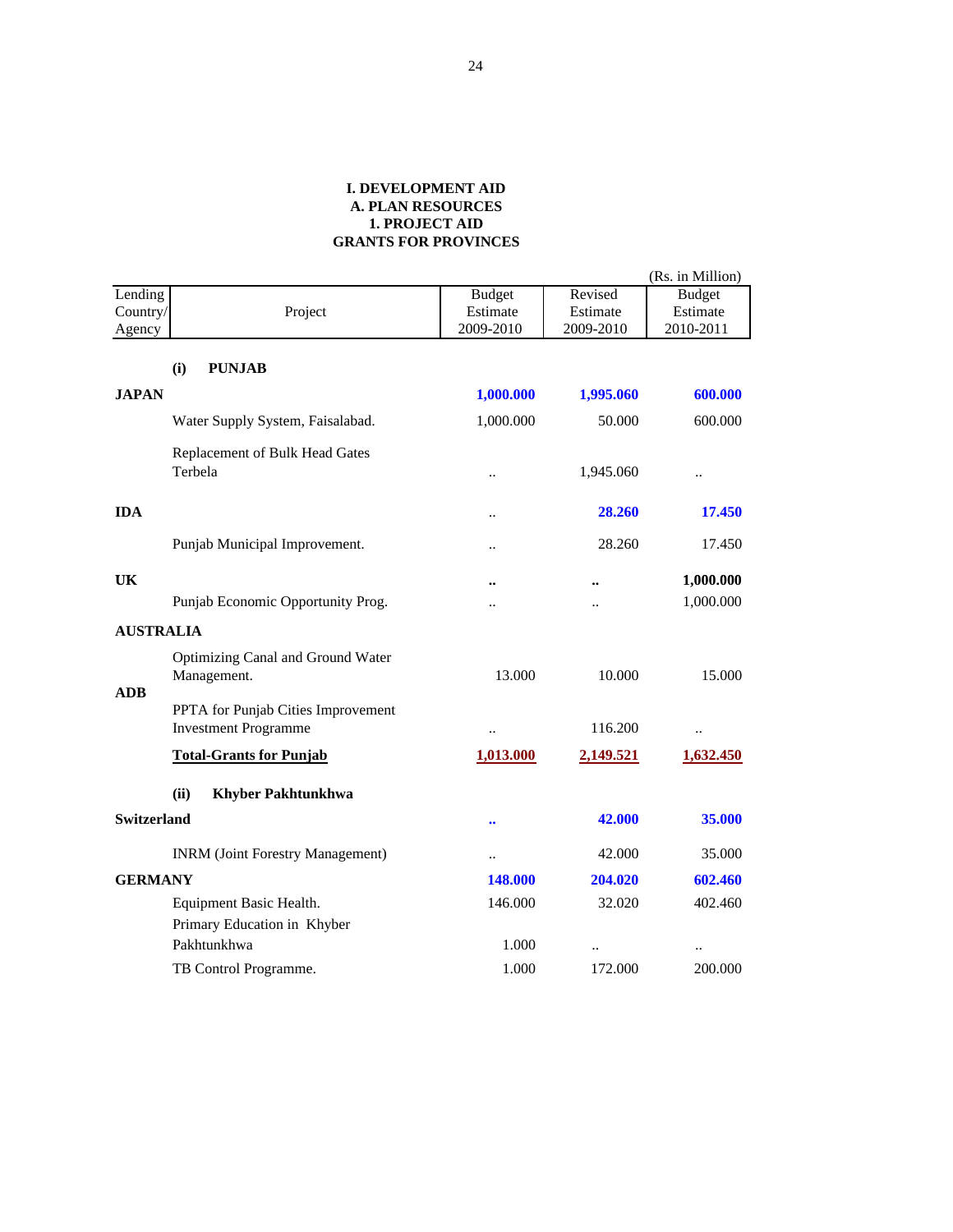### I. DEVELOPMENT AID
### A. PLAN RESOURCES
### 1. PROJECT AID
### GRANTS FOR PROVINCES

(Rs. in Million)

| Lending Country/ Agency | Project | Budget Estimate 2009-2010 | Revised Estimate 2009-2010 | Budget Estimate 2010-2011 |
|---|---|---|---|---|
| | **(i) PUNJAB** | | | |
| **JAPAN** | | **1,000.000** | **1,995.060** | **600.000** |
| | Water Supply System, Faisalabad. | 1,000.000 | 50.000 | 600.000 |
| | Replacement of Bulk Head Gates Terbela | .. | 1,945.060 | .. |
| **IDA** | | .. | **28.260** | **17.450** |
| | Punjab Municipal Improvement. | .. | 28.260 | 17.450 |
| **UK** | | **..** | **..** | **1,000.000** |
| | Punjab Economic Opportunity Prog. | .. | .. | 1,000.000 |
| **AUSTRALIA** | | | | |
| | Optimizing Canal and Ground Water Management. | 13.000 | 10.000 | 15.000 |
| **ADB** | | | | |
| | PPTA for Punjab Cities Improvement Investment Programme | .. | 116.200 | .. |
| | **Total-Grants for Punjab** | **1,013.000** | **2,149.521** | **1,632.450** |
| | **(ii) Khyber Pakhtunkhwa** | | | |
| **Switzerland** | | **..** | **42.000** | **35.000** |
| | INRM (Joint Forestry Management) | .. | 42.000 | 35.000 |
| **GERMANY** | | **148.000** | **204.020** | **602.460** |
| | Equipment Basic Health. | 146.000 | 32.020 | 402.460 |
| | Primary Education in Khyber Pakhtunkhwa | 1.000 | .. | .. |
| | TB Control Programme. | 1.000 | 172.000 | 200.000 |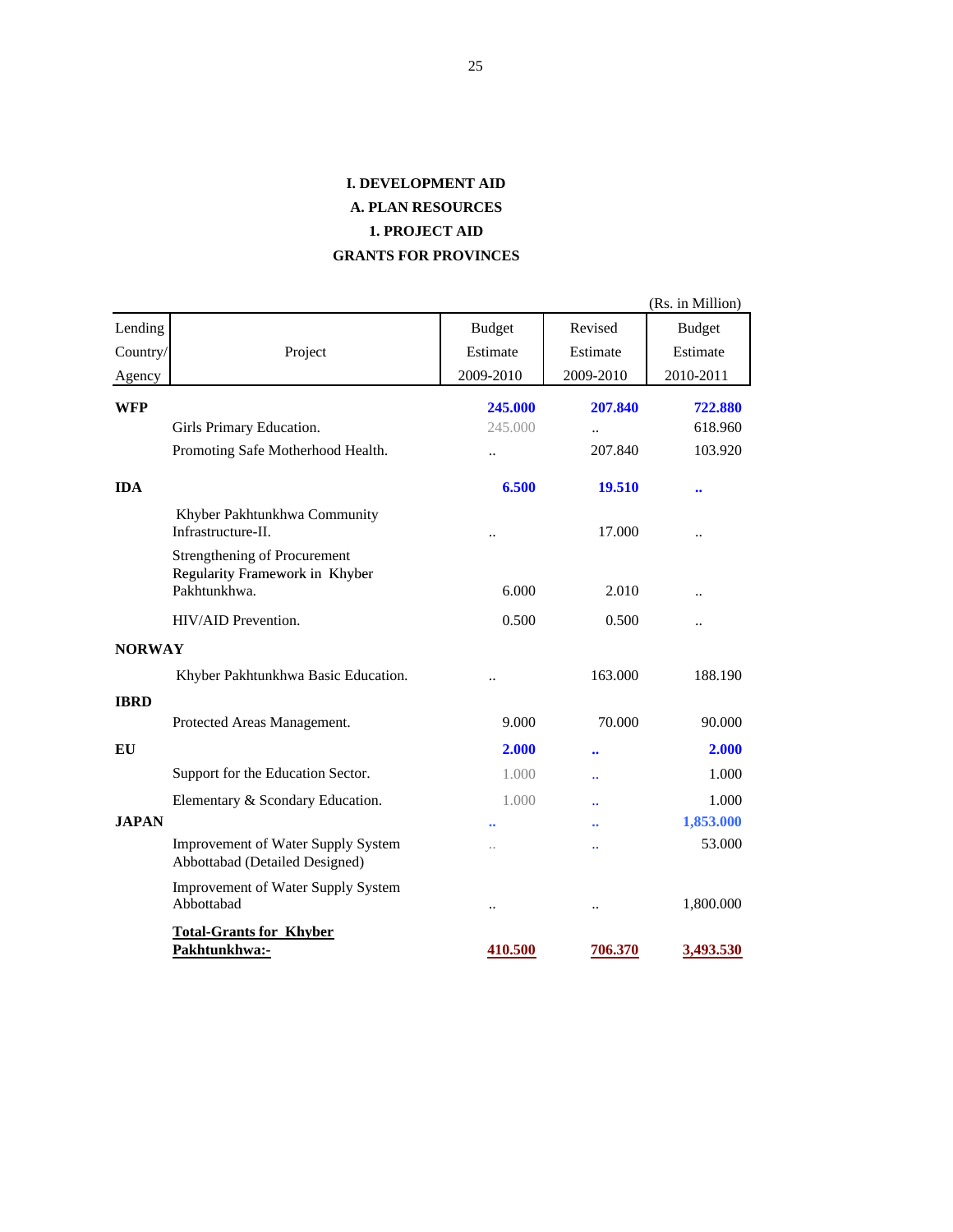**I. DEVELOPMENT AID**

**A. PLAN RESOURCES**

**1. PROJECT AID**

**GRANTS FOR PROVINCES**

(Rs. in Million)

| Lending Country/ Agency | Project | Budget Estimate 2009-2010 | Revised Estimate 2009-2010 | Budget Estimate 2010-2011 |
|---|---|---|---|---|
| **WFP** | | **245.000** | **207.840** | **722.880** |
| | Girls Primary Education. | 245.000 | .. | 618.960 |
| | Promoting Safe Motherhood Health. | .. | 207.840 | 103.920 |
| **IDA** | | **6.500** | **19.510** | **..** |
| | Khyber Pakhtunkhwa Community Infrastructure-II. | .. | 17.000 | .. |
| | Strengthening of Procurement Regularity Framework in Khyber Pakhtunkhwa. | 6.000 | 2.010 | .. |
| | HIV/AID Prevention. | 0.500 | 0.500 | .. |
| **NORWAY** | | | | |
| | Khyber Pakhtunkhwa Basic Education. | .. | 163.000 | 188.190 |
| **IBRD** | | | | |
| | Protected Areas Management. | 9.000 | 70.000 | 90.000 |
| **EU** | | **2.000** | **..** | **2.000** |
| | Support for the Education Sector. | 1.000 | .. | 1.000 |
| | Elementary & Scondary Education. | 1.000 | .. | 1.000 |
| **JAPAN** | | **..** | **..** | **1,853.000** |
| | Improvement of Water Supply System Abbottabad (Detailed Designed) | .. | .. | 53.000 |
| | Improvement of Water Supply System Abbottabad | .. | .. | 1,800.000 |
| | **Total-Grants for Khyber Pakhtunkhwa:-** | **410.500** | **706.370** | **3,493.530** |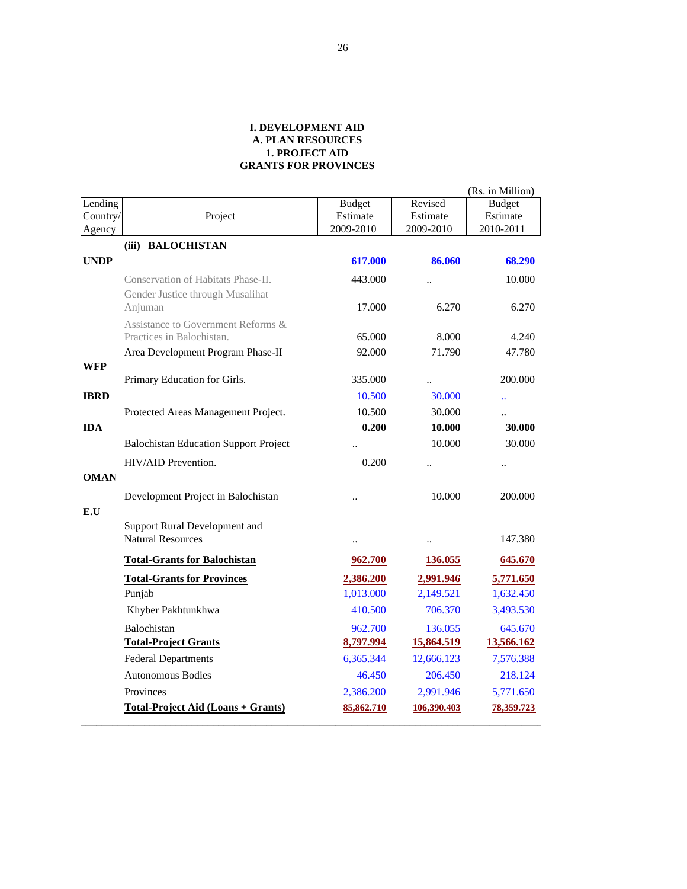**I. DEVELOPMENT AID**
**A. PLAN RESOURCES**
**1. PROJECT AID**
**GRANTS FOR PROVINCES**

(Rs. in Million)

| Lending Country/ Agency | Project | Budget Estimate 2009-2010 | Revised Estimate 2009-2010 | Budget Estimate 2010-2011 |
|---|---|---|---|---|
| | **(iii) BALOCHISTAN** | | | |
| **UNDP** | | **617.000** | **86.060** | **68.290** |
| | Conservation of Habitats Phase-II. | 443.000 | .. | 10.000 |
| | Gender Justice through Musalihat Anjuman | 17.000 | 6.270 | 6.270 |
| | Assistance to Government Reforms & Practices in Balochistan. | 65.000 | 8.000 | 4.240 |
| | Area Development Program Phase-II | 92.000 | 71.790 | 47.780 |
| **WFP** | | | | |
| | Primary Education for Girls. | 335.000 | .. | 200.000 |
| **IBRD** | | 10.500 | 30.000 | .. |
| | Protected Areas Management Project. | 10.500 | 30.000 | .. |
| **IDA** | | **0.200** | **10.000** | **30.000** |
| | Balochistan Education Support Project | .. | 10.000 | 30.000 |
| | HIV/AID Prevention. | 0.200 | .. | .. |
| **OMAN** | | | | |
| | Development Project in Balochistan | .. | 10.000 | 200.000 |
| **E.U** | | | | |
| | Support Rural Development and Natural Resources | .. | .. | 147.380 |
| | **Total-Grants for Balochistan** | **962.700** | **136.055** | **645.670** |
| | **Total-Grants for Provinces** | **2,386.200** | **2,991.946** | **5,771.650** |
| | Punjab | 1,013.000 | 2,149.521 | 1,632.450 |
| | Khyber Pakhtunkhwa | 410.500 | 706.370 | 3,493.530 |
| | Balochistan | 962.700 | 136.055 | 645.670 |
| | **Total-Project Grants** | **8,797.994** | **15,864.519** | **13,566.162** |
| | Federal Departments | 6,365.344 | 12,666.123 | 7,576.388 |
| | Autonomous Bodies | 46.450 | 206.450 | 218.124 |
| | Provinces | 2,386.200 | 2,991.946 | 5,771.650 |
| | **Total-Project Aid (Loans + Grants)** | **85,862.710** | **106,390.403** | **78,359.723** |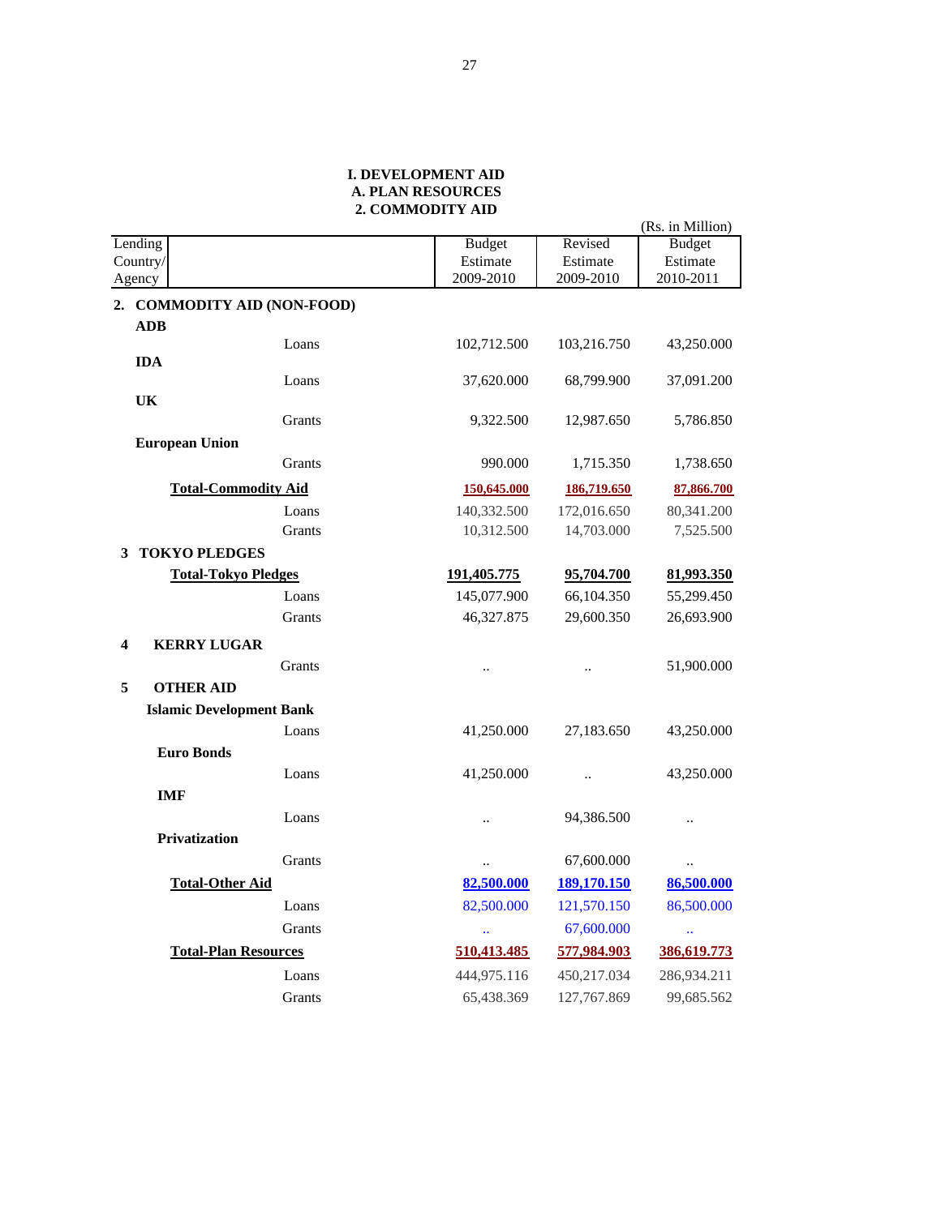### I. DEVELOPMENT AID
### A. PLAN RESOURCES
### 2. COMMODITY AID

(Rs. in Million)

| Lending Country/ Agency | | Budget Estimate 2009-2010 | Revised Estimate 2009-2010 | Budget Estimate 2010-2011 |
|---|---|---|---|---|
| **2. COMMODITY AID (NON-FOOD)** | | | | |
| **ADB** | | | | |
| | Loans | 102,712.500 | 103,216.750 | 43,250.000 |
| **IDA** | | | | |
| | Loans | 37,620.000 | 68,799.900 | 37,091.200 |
| **UK** | | | | |
| | Grants | 9,322.500 | 12,987.650 | 5,786.850 |
| **European Union** | | | | |
| | Grants | 990.000 | 1,715.350 | 1,738.650 |
| **Total-Commodity Aid** | | **150,645.000** | **186,719.650** | **87,866.700** |
| | Loans | 140,332.500 | 172,016.650 | 80,341.200 |
| | Grants | 10,312.500 | 14,703.000 | 7,525.500 |
| **3 TOKYO PLEDGES** | | | | |
| **Total-Tokyo Pledges** | | **191,405.775** | **95,704.700** | **81,993.350** |
| | Loans | 145,077.900 | 66,104.350 | 55,299.450 |
| | Grants | 46,327.875 | 29,600.350 | 26,693.900 |
| **4 KERRY LUGAR** | | | | |
| | Grants | .. | .. | 51,900.000 |
| **5 OTHER AID** | | | | |
| **Islamic Development Bank** | | | | |
| | Loans | 41,250.000 | 27,183.650 | 43,250.000 |
| **Euro Bonds** | | | | |
| | Loans | 41,250.000 | .. | 43,250.000 |
| **IMF** | | | | |
| | Loans | .. | 94,386.500 | .. |
| **Privatization** | | | | |
| | Grants | .. | 67,600.000 | .. |
| **Total-Other Aid** | | **82,500.000** | **189,170.150** | **86,500.000** |
| | Loans | 82,500.000 | 121,570.150 | 86,500.000 |
| | Grants | .. | 67,600.000 | .. |
| **Total-Plan Resources** | | **510,413.485** | **577,984.903** | **386,619.773** |
| | Loans | 444,975.116 | 450,217.034 | 286,934.211 |
| | Grants | 65,438.369 | 127,767.869 | 99,685.562 |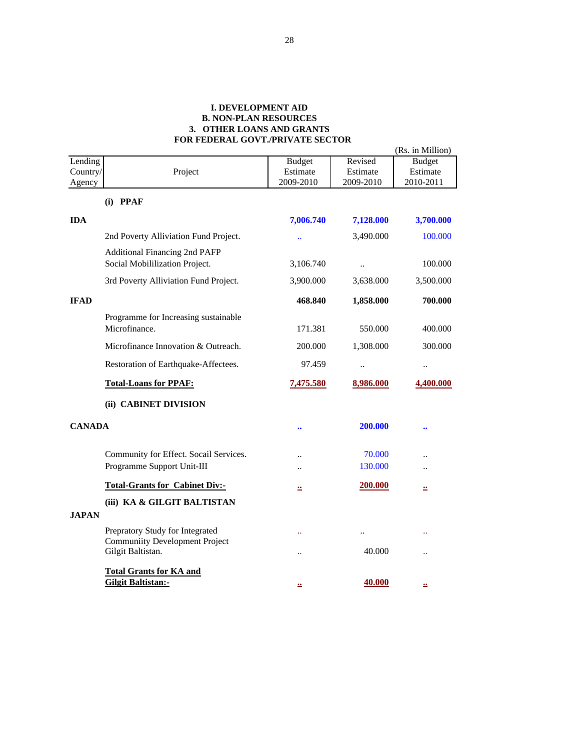**I. DEVELOPMENT AID**
**B. NON-PLAN RESOURCES**
**3. OTHER LOANS AND GRANTS**
**FOR FEDERAL GOVT./PRIVATE SECTOR**

(Rs. in Million)

| Lending Country/ Agency | Project | Budget Estimate 2009-2010 | Revised Estimate 2009-2010 | Budget Estimate 2010-2011 |
|---|---|---|---|---|
| | **(i) PPAF** | | | |
| **IDA** | | **7,006.740** | **7,128.000** | **3,700.000** |
| | 2nd Poverty Alliviation Fund Project. | .. | 3,490.000 | 100.000 |
| | Additional Financing 2nd PAFP Social Mobililization Project. | 3,106.740 | .. | 100.000 |
| | 3rd Poverty Alliviation Fund Project. | 3,900.000 | 3,638.000 | 3,500.000 |
| **IFAD** | | **468.840** | **1,858.000** | **700.000** |
| | Programme for Increasing sustainable Microfinance. | 171.381 | 550.000 | 400.000 |
| | Microfinance Innovation & Outreach. | 200.000 | 1,308.000 | 300.000 |
| | Restoration of Earthquake-Affectees. | 97.459 | .. | .. |
| | **Total-Loans for PPAF:** | **7,475.580** | **8,986.000** | **4,400.000** |
| | **(ii) CABINET DIVISION** | | | |
| **CANADA** | | **..** | **200.000** | **..** |
| | Community for Effect. Socail Services. | .. | 70.000 | .. |
| | Programme Support Unit-III | .. | 130.000 | .. |
| | **Total-Grants for Cabinet Div:-** | **..** | **200.000** | **..** |
| | **(iii) KA & GILGIT BALTISTAN** | | | |
| **JAPAN** | | | | |
| | Prepratory Study for Integrated | .. | .. | .. |
| | Communiity Development Project Gilgit Baltistan. | .. | 40.000 | .. |
| | **Total Grants for KA and Gilgit Baltistan:-** | **..** | **40.000** | **..** |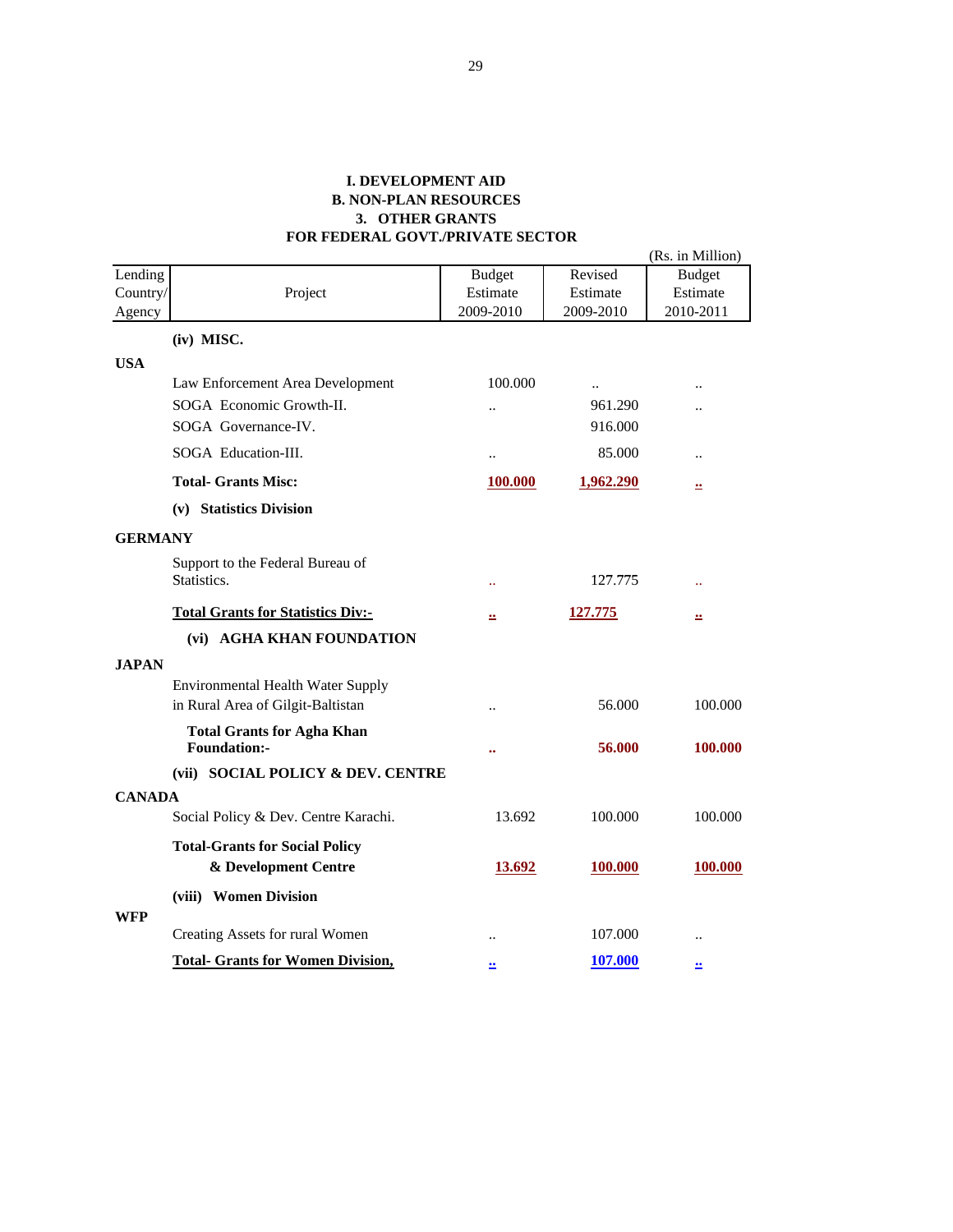# I. DEVELOPMENT AID
## B. NON-PLAN RESOURCES
### 3. OTHER GRANTS
### FOR FEDERAL GOVT./PRIVATE SECTOR

(Rs. in Million)

| Lending Country/ Agency | Project | Budget Estimate 2009-2010 | Revised Estimate 2009-2010 | Budget Estimate 2010-2011 |
|---|---|---|---|---|
| | **(iv) MISC.** | | | |
| **USA** | | | | |
| | Law Enforcement Area Development | 100.000 | .. | .. |
| | SOGA Economic Growth-II. | .. | 961.290 | .. |
| | SOGA Governance-IV. | | 916.000 | |
| | SOGA Education-III. | .. | 85.000 | .. |
| | **Total- Grants Misc:** | **100.000** | **1,962.290** | **..** |
| | **(v) Statistics Division** | | | |
| **GERMANY** | | | | |
| | Support to the Federal Bureau of Statistics. | .. | 127.775 | .. |
| | **Total Grants for Statistics Div:-** | **..** | **127.775** | **..** |
| | **(vi) AGHA KHAN FOUNDATION** | | | |
| **JAPAN** | | | | |
| | Environmental Health Water Supply in Rural Area of Gilgit-Baltistan | .. | 56.000 | 100.000 |
| | **Total Grants for Agha Khan Foundation:-** | **..** | **56.000** | **100.000** |
| | **(vii) SOCIAL POLICY & DEV. CENTRE** | | | |
| **CANADA** | | | | |
| | Social Policy & Dev. Centre Karachi. | 13.692 | 100.000 | 100.000 |
| | **Total-Grants for Social Policy & Development Centre** | **13.692** | **100.000** | **100.000** |
| | **(viii) Women Division** | | | |
| **WFP** | | | | |
| | Creating Assets for rural Women | .. | 107.000 | .. |
| | **Total- Grants for Women Division,** | **..** | **107.000** | **..** |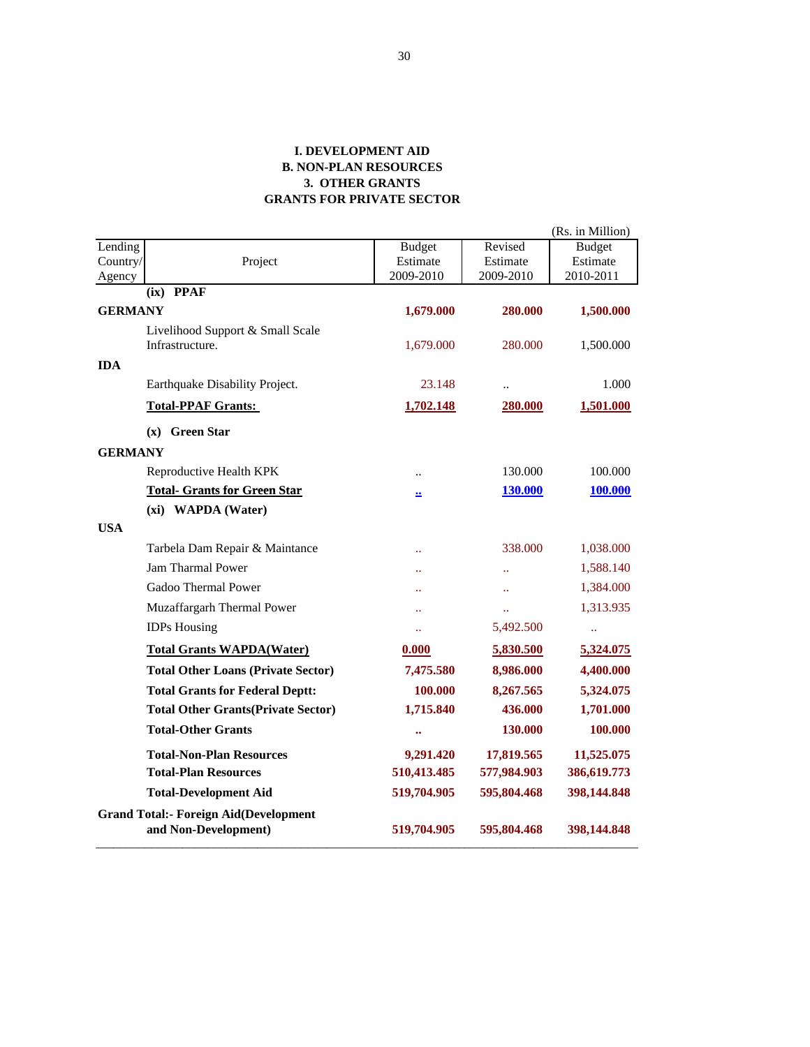**I. DEVELOPMENT AID**
**B. NON-PLAN RESOURCES**
**3. OTHER GRANTS**
**GRANTS FOR PRIVATE SECTOR**

(Rs. in Million)

| Lending Country/ Agency | Project | Budget Estimate 2009-2010 | Revised Estimate 2009-2010 | Budget Estimate 2010-2011 |
|---|---|---|---|---|
| | **(ix) PPAF** | | | |
| **GERMANY** | | **1,679.000** | **280.000** | **1,500.000** |
| | Livelihood Support & Small Scale Infrastructure. | 1,679.000 | 280.000 | 1,500.000 |
| **IDA** | | | | |
| | Earthquake Disability Project. | 23.148 | .. | 1.000 |
| | **Total-PPAF Grants:** | **1,702.148** | **280.000** | **1,501.000** |
| | **(x) Green Star** | | | |
| **GERMANY** | | | | |
| | Reproductive Health KPK | .. | 130.000 | 100.000 |
| | **Total- Grants for Green Star** | **..** | **130.000** | **100.000** |
| | **(xi) WAPDA (Water)** | | | |
| **USA** | | | | |
| | Tarbela Dam Repair & Maintance | .. | 338.000 | 1,038.000 |
| | Jam Tharmal Power | .. | .. | 1,588.140 |
| | Gadoo Thermal Power | .. | .. | 1,384.000 |
| | Muzaffargarh Thermal Power | .. | .. | 1,313.935 |
| | IDPs Housing | .. | 5,492.500 | .. |
| | **Total Grants WAPDA(Water)** | **0.000** | **5,830.500** | **5,324.075** |
| | **Total Other Loans (Private Sector)** | **7,475.580** | **8,986.000** | **4,400.000** |
| | **Total Grants for Federal Deptt:** | **100.000** | **8,267.565** | **5,324.075** |
| | **Total Other Grants(Private Sector)** | **1,715.840** | **436.000** | **1,701.000** |
| | **Total-Other Grants** | **..** | **130.000** | **100.000** |
| | **Total-Non-Plan Resources** | **9,291.420** | **17,819.565** | **11,525.075** |
| | **Total-Plan Resources** | **510,413.485** | **577,984.903** | **386,619.773** |
| | **Total-Development Aid** | **519,704.905** | **595,804.468** | **398,144.848** |
| **Grand Total:- Foreign Aid(Development and Non-Development)** | | **519,704.905** | **595,804.468** | **398,144.848** |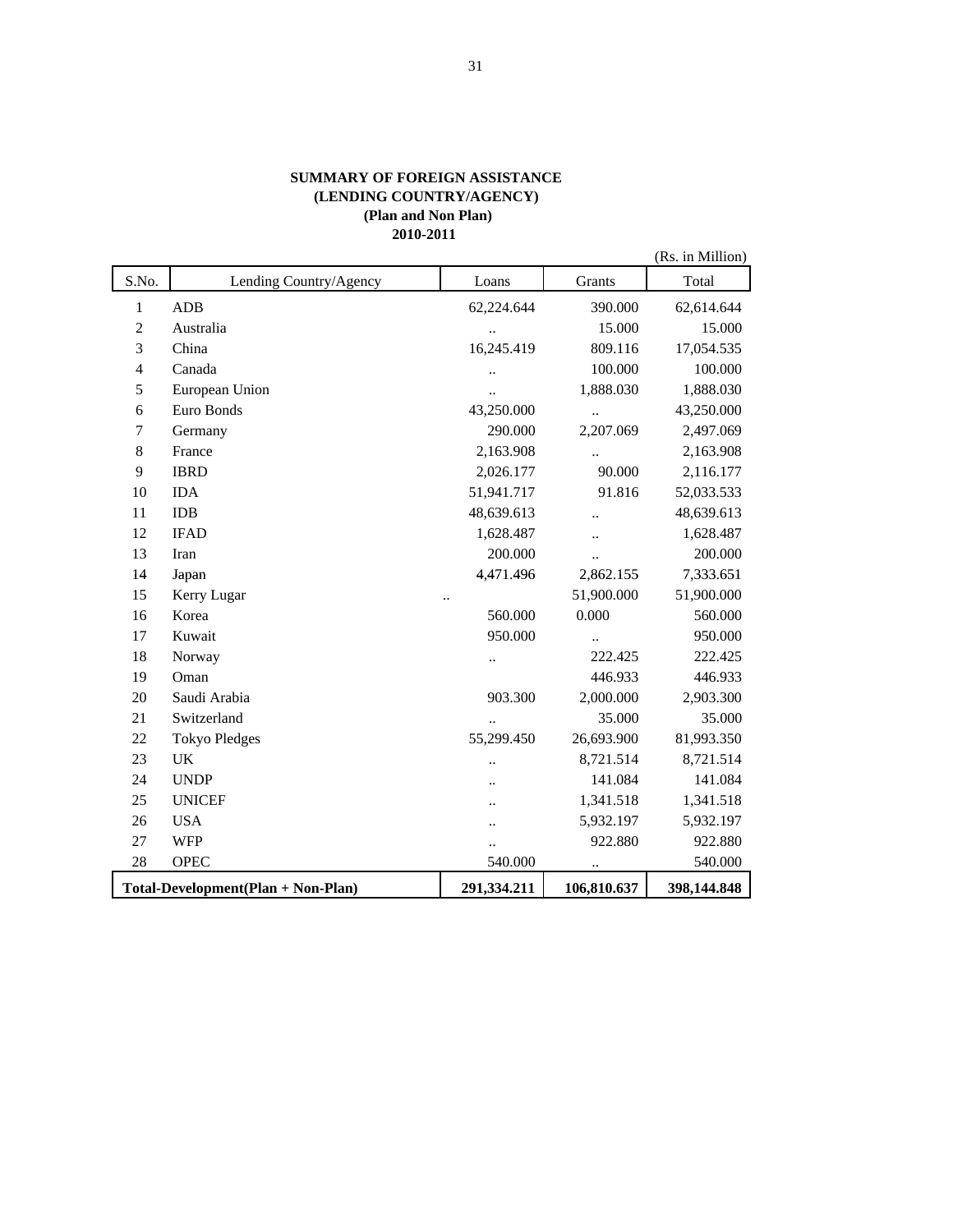**SUMMARY OF FOREIGN ASSISTANCE**
**(LENDING COUNTRY/AGENCY)**
**(Plan and Non Plan)**
**2010-2011**

(Rs. in Million)

| S.No. | Lending Country/Agency | Loans | Grants | Total |
|---|---|---|---|---|
| 1 | ADB | 62,224.644 | 390.000 | 62,614.644 |
| 2 | Australia | .. | 15.000 | 15.000 |
| 3 | China | 16,245.419 | 809.116 | 17,054.535 |
| 4 | Canada | .. | 100.000 | 100.000 |
| 5 | European Union | .. | 1,888.030 | 1,888.030 |
| 6 | Euro Bonds | 43,250.000 | .. | 43,250.000 |
| 7 | Germany | 290.000 | 2,207.069 | 2,497.069 |
| 8 | France | 2,163.908 | .. | 2,163.908 |
| 9 | IBRD | 2,026.177 | 90.000 | 2,116.177 |
| 10 | IDA | 51,941.717 | 91.816 | 52,033.533 |
| 11 | IDB | 48,639.613 | .. | 48,639.613 |
| 12 | IFAD | 1,628.487 | .. | 1,628.487 |
| 13 | Iran | 200.000 | .. | 200.000 |
| 14 | Japan | 4,471.496 | 2,862.155 | 7,333.651 |
| 15 | Kerry Lugar | .. | 51,900.000 | 51,900.000 |
| 16 | Korea | 560.000 | 0.000 | 560.000 |
| 17 | Kuwait | 950.000 | .. | 950.000 |
| 18 | Norway | .. | 222.425 | 222.425 |
| 19 | Oman | | 446.933 | 446.933 |
| 20 | Saudi Arabia | 903.300 | 2,000.000 | 2,903.300 |
| 21 | Switzerland | .. | 35.000 | 35.000 |
| 22 | Tokyo Pledges | 55,299.450 | 26,693.900 | 81,993.350 |
| 23 | UK | .. | 8,721.514 | 8,721.514 |
| 24 | UNDP | .. | 141.084 | 141.084 |
| 25 | UNICEF | .. | 1,341.518 | 1,341.518 |
| 26 | USA | .. | 5,932.197 | 5,932.197 |
| 27 | WFP | .. | 922.880 | 922.880 |
| 28 | OPEC | 540.000 | .. | 540.000 |
| **Total-Development(Plan + Non-Plan)** | | **291,334.211** | **106,810.637** | **398,144.848** |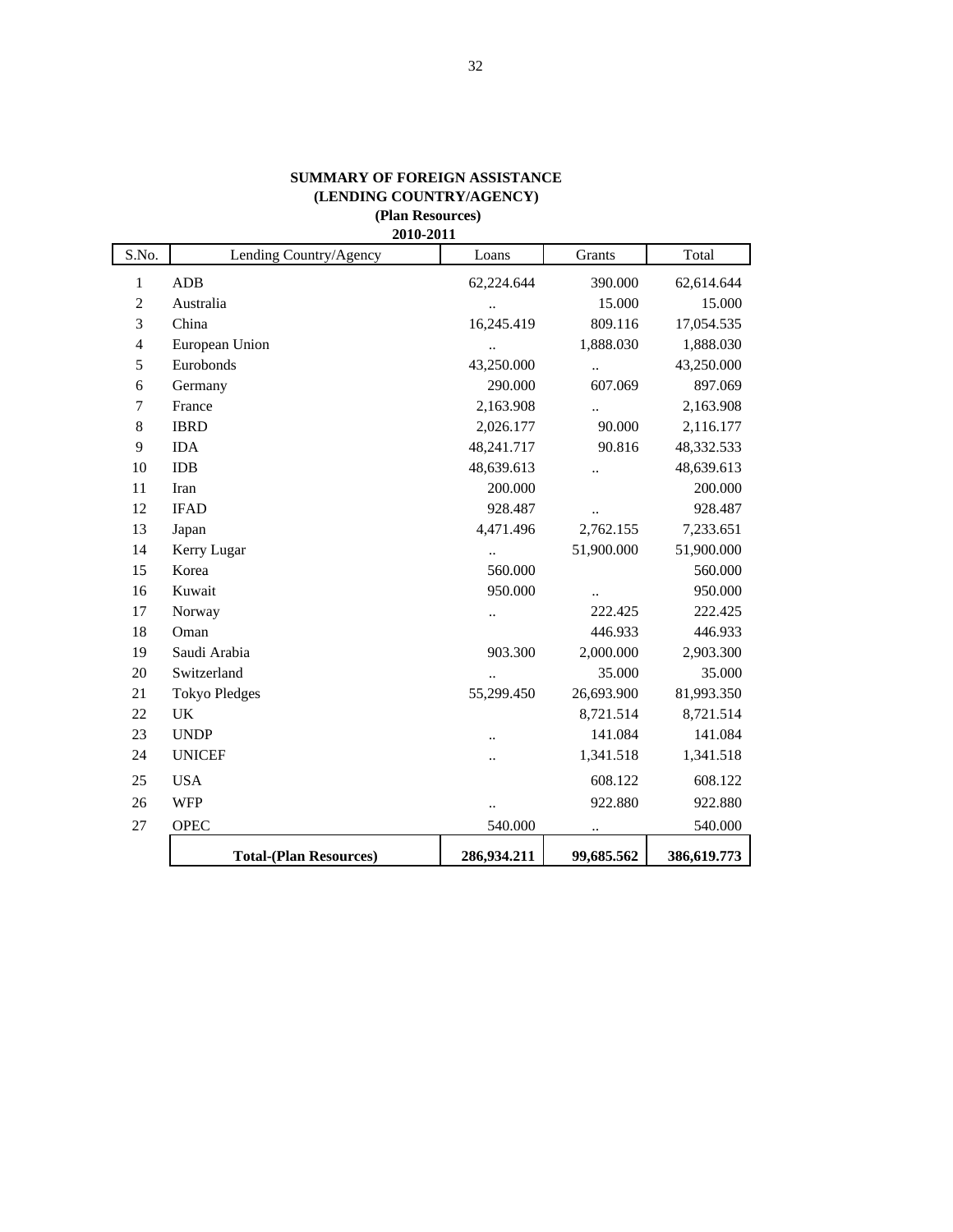**SUMMARY OF FOREIGN ASSISTANCE**
**(LENDING COUNTRY/AGENCY)**
**(Plan Resources)**
**2010-2011**

| S.No. | Lending Country/Agency | Loans | Grants | Total |
|---|---|---|---|---|
| 1 | ADB | 62,224.644 | 390.000 | 62,614.644 |
| 2 | Australia | .. | 15.000 | 15.000 |
| 3 | China | 16,245.419 | 809.116 | 17,054.535 |
| 4 | European Union | .. | 1,888.030 | 1,888.030 |
| 5 | Eurobonds | 43,250.000 | .. | 43,250.000 |
| 6 | Germany | 290.000 | 607.069 | 897.069 |
| 7 | France | 2,163.908 | .. | 2,163.908 |
| 8 | IBRD | 2,026.177 | 90.000 | 2,116.177 |
| 9 | IDA | 48,241.717 | 90.816 | 48,332.533 |
| 10 | IDB | 48,639.613 | .. | 48,639.613 |
| 11 | Iran | 200.000 | | 200.000 |
| 12 | IFAD | 928.487 | .. | 928.487 |
| 13 | Japan | 4,471.496 | 2,762.155 | 7,233.651 |
| 14 | Kerry Lugar | .. | 51,900.000 | 51,900.000 |
| 15 | Korea | 560.000 | | 560.000 |
| 16 | Kuwait | 950.000 | .. | 950.000 |
| 17 | Norway | .. | 222.425 | 222.425 |
| 18 | Oman | | 446.933 | 446.933 |
| 19 | Saudi Arabia | 903.300 | 2,000.000 | 2,903.300 |
| 20 | Switzerland | .. | 35.000 | 35.000 |
| 21 | Tokyo Pledges | 55,299.450 | 26,693.900 | 81,993.350 |
| 22 | UK | | 8,721.514 | 8,721.514 |
| 23 | UNDP | .. | 141.084 | 141.084 |
| 24 | UNICEF | .. | 1,341.518 | 1,341.518 |
| 25 | USA | | 608.122 | 608.122 |
| 26 | WFP | .. | 922.880 | 922.880 |
| 27 | OPEC | 540.000 | .. | 540.000 |
| | **Total-(Plan Resources)** | **286,934.211** | **99,685.562** | **386,619.773** |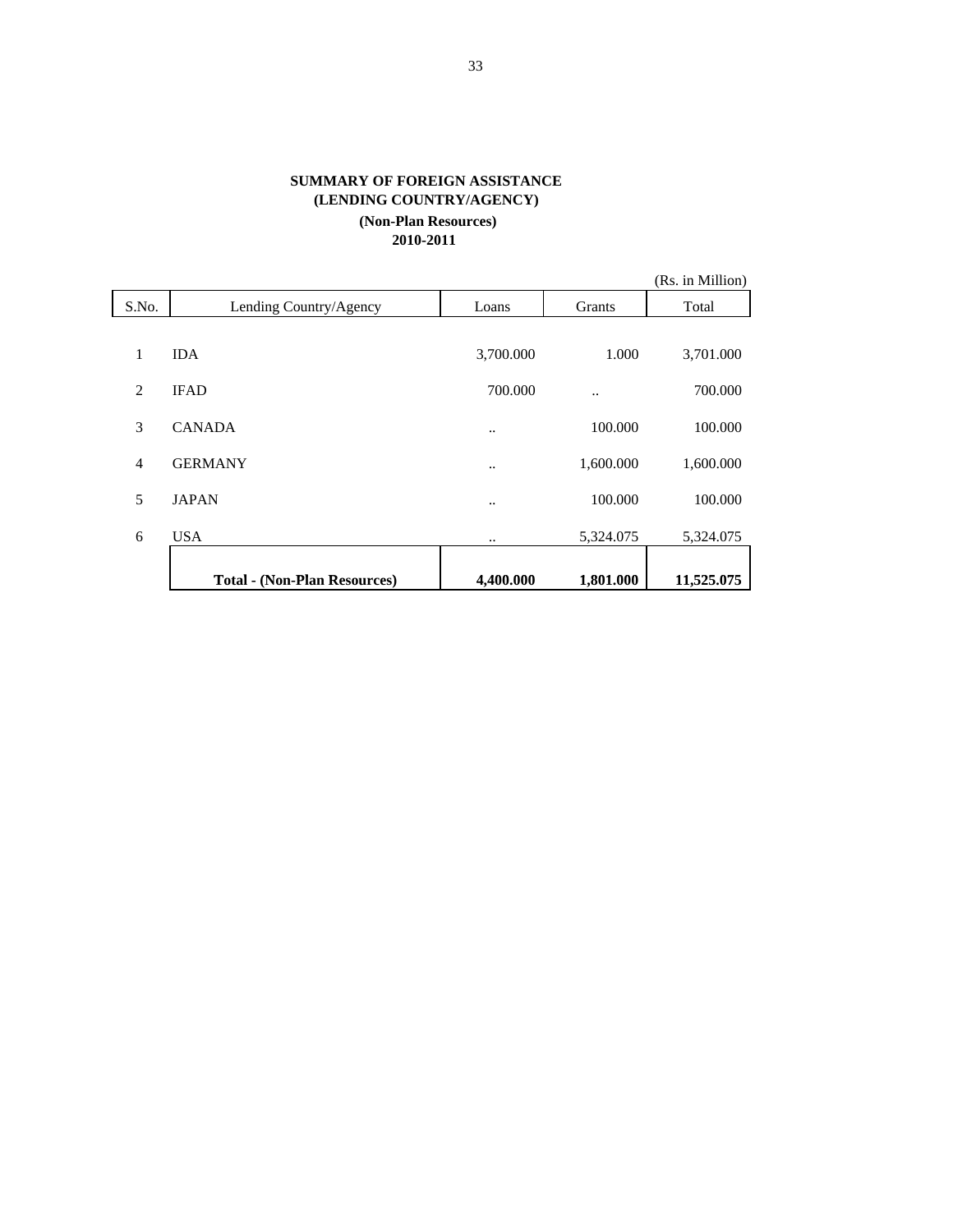**SUMMARY OF FOREIGN ASSISTANCE**
**(LENDING COUNTRY/AGENCY)**
**(Non-Plan Resources)**
**2010-2011**

(Rs. in Million)

| S.No. | Lending Country/Agency | Loans | Grants | Total |
|---|---|---|---|---|
| 1 | IDA | 3,700.000 | 1.000 | 3,701.000 |
| 2 | IFAD | 700.000 | .. | 700.000 |
| 3 | CANADA | .. | 100.000 | 100.000 |
| 4 | GERMANY | .. | 1,600.000 | 1,600.000 |
| 5 | JAPAN | .. | 100.000 | 100.000 |
| 6 | USA | .. | 5,324.075 | 5,324.075 |
| | **Total - (Non-Plan Resources)** | **4,400.000** | **1,801.000** | **11,525.075** |